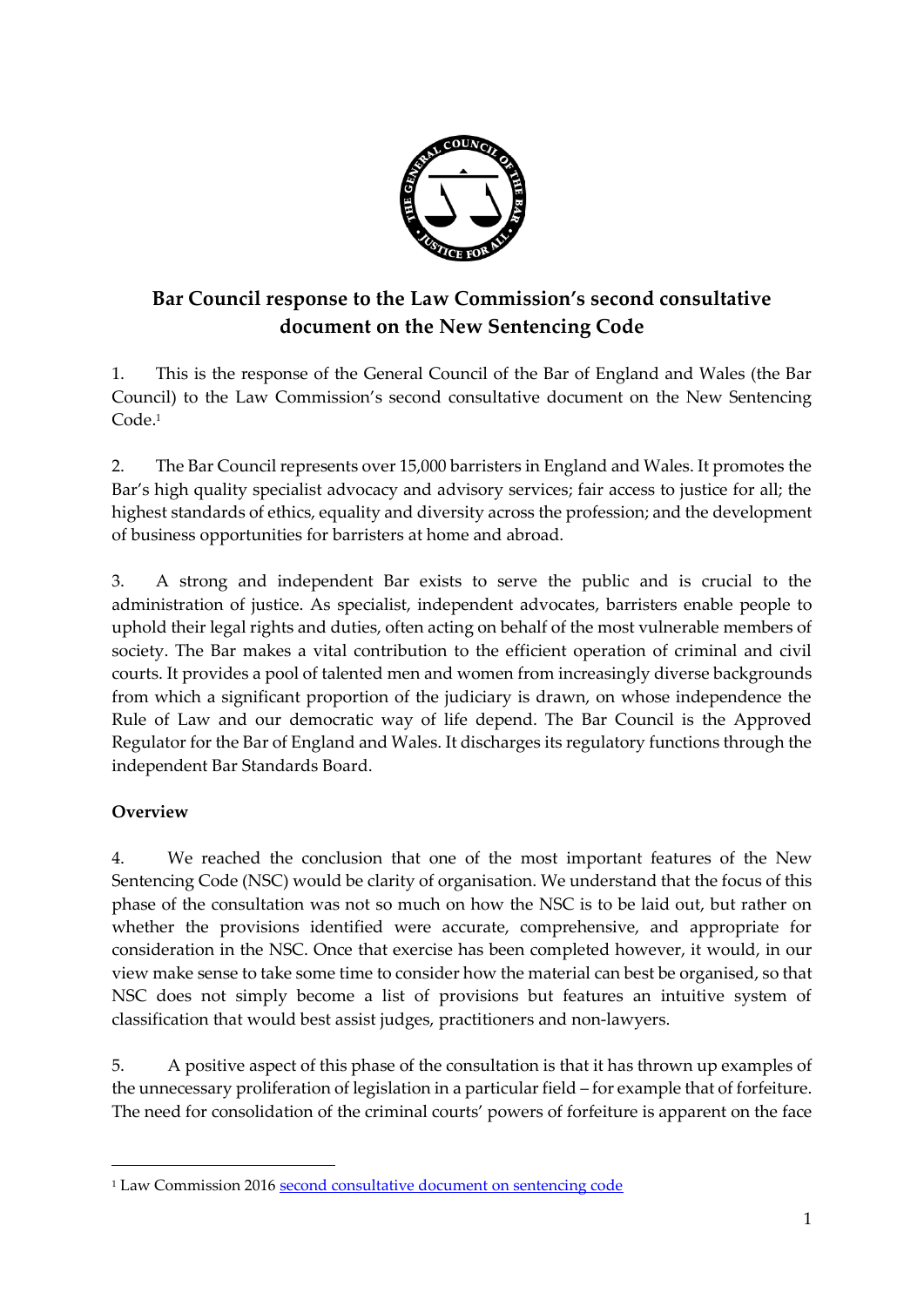# Bar Council response to the Law Commission's second consultative document on the New Sentencing Code

1. This is the response of the General Council of the Bar of England and Wales (the Bar Council) to the Law Commission's second consultative document on the New Sentencing Code.[1]

2. The Bar Council represents over 15,000 barristers in England and Wales. It promotes the Bar's high quality specialist advocacy and advisory services; fair access to justice for all; the highest standards of ethics, equality and diversity across the profession; and the development of business opportunities for barristers at home and abroad.

3. A strong and independent Bar exists to serve the public and is crucial to the administration of justice. As specialist, independent advocates, barristers enable people to uphold their legal rights and duties, often acting on behalf of the most vulnerable members of society. The Bar makes a vital contribution to the efficient operation of criminal and civil courts. It provides a pool of talented men and women from increasingly diverse backgrounds from which a significant proportion of the judiciary is drawn, on whose independence the Rule of Law and our democratic way of life depend. The Bar Council is the Approved Regulator for the Bar of England and Wales. It discharges its regulatory functions through the independent Bar Standards Board.

**Overview**

4. We reached the conclusion that one of the most important features of the New Sentencing Code (NSC) would be clarity of organisation. We understand that the focus of this phase of the consultation was not so much on how the NSC is to be laid out, but rather on whether the provisions identified were accurate, comprehensive, and appropriate for consideration in the NSC. Once that exercise has been completed however, it would, in our view make sense to take some time to consider how the material can best be organised, so that NSC does not simply become a list of provisions but features an intuitive system of classification that would best assist judges, practitioners and non-lawyers.

5. A positive aspect of this phase of the consultation is that it has thrown up examples of the unnecessary proliferation of legislation in a particular field – for example that of forfeiture. The need for consolidation of the criminal courts' powers of forfeiture is apparent on the face

---

[1] Law Commission 2016 second consultative document on sentencing code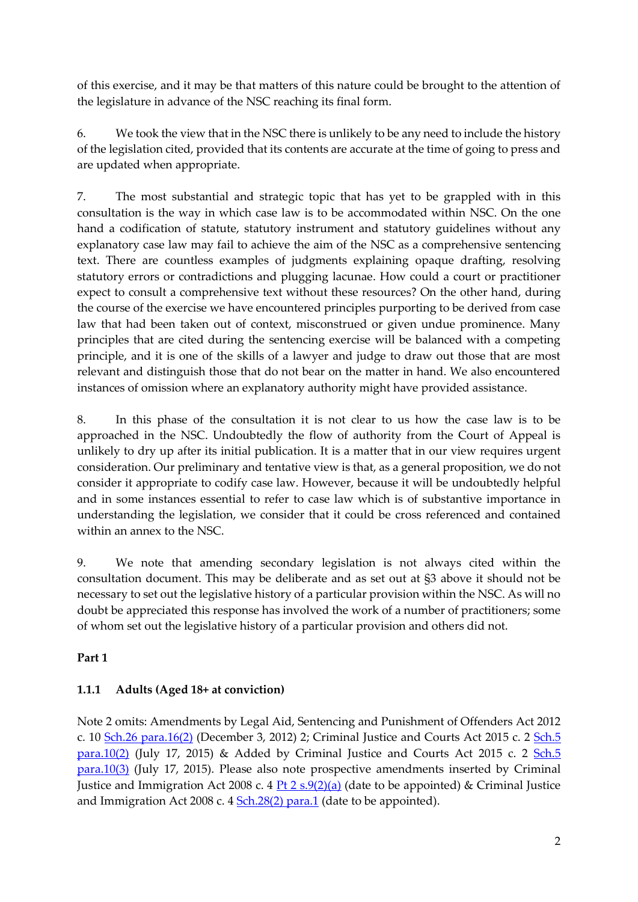of this exercise, and it may be that matters of this nature could be brought to the attention of the legislature in advance of the NSC reaching its final form.

6. We took the view that in the NSC there is unlikely to be any need to include the history of the legislation cited, provided that its contents are accurate at the time of going to press and are updated when appropriate.

7. The most substantial and strategic topic that has yet to be grappled with in this consultation is the way in which case law is to be accommodated within NSC. On the one hand a codification of statute, statutory instrument and statutory guidelines without any explanatory case law may fail to achieve the aim of the NSC as a comprehensive sentencing text. There are countless examples of judgments explaining opaque drafting, resolving statutory errors or contradictions and plugging lacunae. How could a court or practitioner expect to consult a comprehensive text without these resources? On the other hand, during the course of the exercise we have encountered principles purporting to be derived from case law that had been taken out of context, misconstrued or given undue prominence. Many principles that are cited during the sentencing exercise will be balanced with a competing principle, and it is one of the skills of a lawyer and judge to draw out those that are most relevant and distinguish those that do not bear on the matter in hand. We also encountered instances of omission where an explanatory authority might have provided assistance.

8. In this phase of the consultation it is not clear to us how the case law is to be approached in the NSC. Undoubtedly the flow of authority from the Court of Appeal is unlikely to dry up after its initial publication. It is a matter that in our view requires urgent consideration. Our preliminary and tentative view is that, as a general proposition, we do not consider it appropriate to codify case law. However, because it will be undoubtedly helpful and in some instances essential to refer to case law which is of substantive importance in understanding the legislation, we consider that it could be cross referenced and contained within an annex to the NSC.

9. We note that amending secondary legislation is not always cited within the consultation document. This may be deliberate and as set out at §3 above it should not be necessary to set out the legislative history of a particular provision within the NSC. As will no doubt be appreciated this response has involved the work of a number of practitioners; some of whom set out the legislative history of a particular provision and others did not.

**Part 1**

**1.1.1 Adults (Aged 18+ at conviction)**

Note 2 omits: Amendments by Legal Aid, Sentencing and Punishment of Offenders Act 2012 c. 10 Sch.26 para.16(2) (December 3, 2012) 2; Criminal Justice and Courts Act 2015 c. 2 Sch.5 para.10(2) (July 17, 2015) & Added by Criminal Justice and Courts Act 2015 c. 2 Sch.5 para.10(3) (July 17, 2015). Please also note prospective amendments inserted by Criminal Justice and Immigration Act 2008 c. 4 Pt 2 s.9(2)(a) (date to be appointed) & Criminal Justice and Immigration Act 2008 c. 4 Sch.28(2) para.1 (date to be appointed).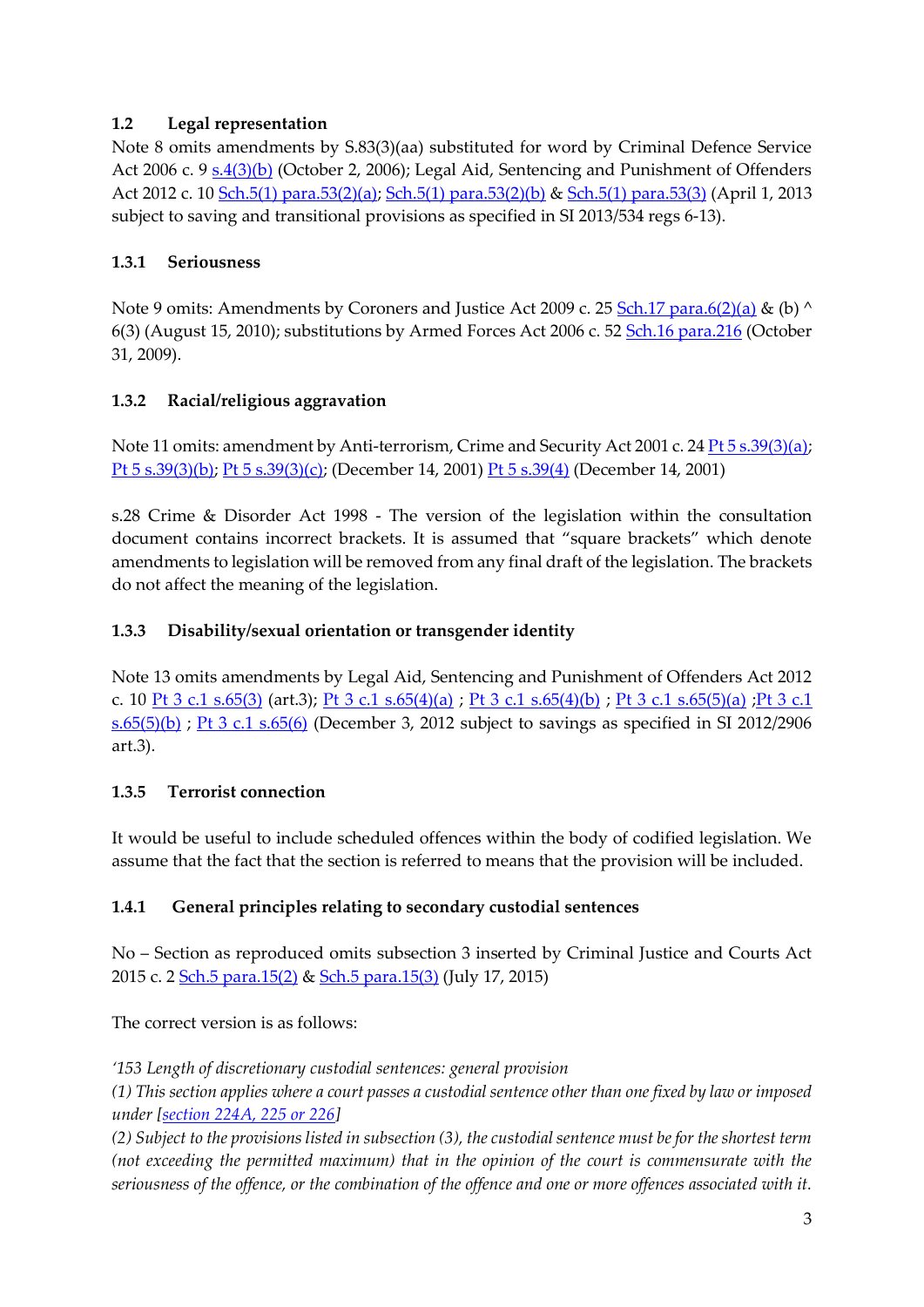### 1.2 Legal representation

Note 8 omits amendments by S.83(3)(aa) substituted for word by Criminal Defence Service Act 2006 c. 9 s.4(3)(b) (October 2, 2006); Legal Aid, Sentencing and Punishment of Offenders Act 2012 c. 10 Sch.5(1) para.53(2)(a); Sch.5(1) para.53(2)(b) & Sch.5(1) para.53(3) (April 1, 2013 subject to saving and transitional provisions as specified in SI 2013/534 regs 6-13).

### 1.3.1 Seriousness

Note 9 omits: Amendments by Coroners and Justice Act 2009 c. 25 Sch.17 para.6(2)(a) & (b) ^ 6(3) (August 15, 2010); substitutions by Armed Forces Act 2006 c. 52 Sch.16 para.216 (October 31, 2009).

### 1.3.2 Racial/religious aggravation

Note 11 omits: amendment by Anti-terrorism, Crime and Security Act 2001 c. 24 Pt 5 s.39(3)(a); Pt 5 s.39(3)(b); Pt 5 s.39(3)(c); (December 14, 2001) Pt 5 s.39(4) (December 14, 2001)

s.28 Crime & Disorder Act 1998 - The version of the legislation within the consultation document contains incorrect brackets. It is assumed that "square brackets" which denote amendments to legislation will be removed from any final draft of the legislation. The brackets do not affect the meaning of the legislation.

### 1.3.3 Disability/sexual orientation or transgender identity

Note 13 omits amendments by Legal Aid, Sentencing and Punishment of Offenders Act 2012 c. 10 Pt 3 c.1 s.65(3) (art.3); Pt 3 c.1 s.65(4)(a) ; Pt 3 c.1 s.65(4)(b) ; Pt 3 c.1 s.65(5)(a) ;Pt 3 c.1 s.65(5)(b) ; Pt 3 c.1 s.65(6) (December 3, 2012 subject to savings as specified in SI 2012/2906 art.3).

### 1.3.5 Terrorist connection

It would be useful to include scheduled offences within the body of codified legislation. We assume that the fact that the section is referred to means that the provision will be included.

### 1.4.1 General principles relating to secondary custodial sentences

No – Section as reproduced omits subsection 3 inserted by Criminal Justice and Courts Act 2015 c. 2 Sch.5 para.15(2) & Sch.5 para.15(3) (July 17, 2015)

The correct version is as follows:

*'153 Length of discretionary custodial sentences: general provision*

*(1) This section applies where a court passes a custodial sentence other than one fixed by law or imposed under [section 224A, 225 or 226]*

*(2) Subject to the provisions listed in subsection (3), the custodial sentence must be for the shortest term (not exceeding the permitted maximum) that in the opinion of the court is commensurate with the seriousness of the offence, or the combination of the offence and one or more offences associated with it.*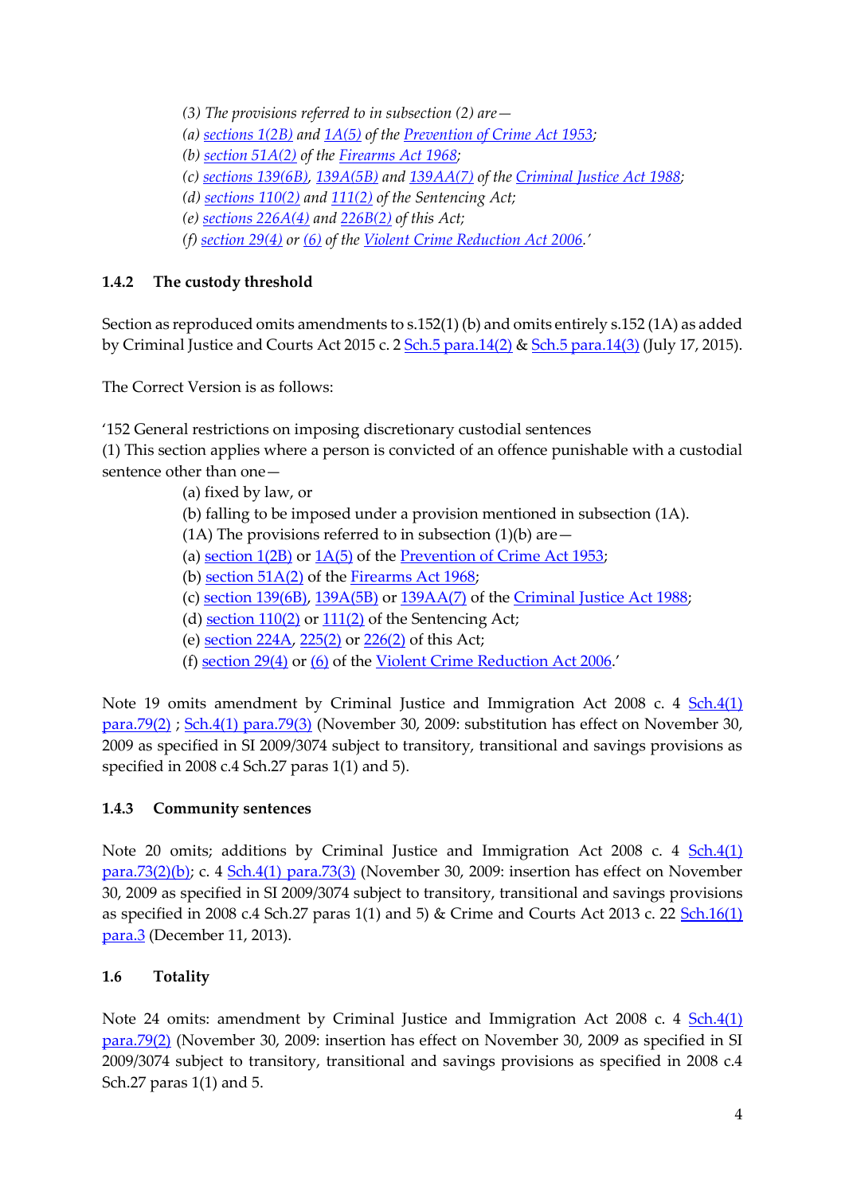*(3) The provisions referred to in subsection (2) are—*

*(a) sections 1(2B) and 1A(5) of the Prevention of Crime Act 1953;*

*(b) section 51A(2) of the Firearms Act 1968;*

*(c) sections 139(6B), 139A(5B) and 139AA(7) of the Criminal Justice Act 1988;*

*(d) sections 110(2) and 111(2) of the Sentencing Act;*

*(e) sections 226A(4) and 226B(2) of this Act;*

*(f) section 29(4) or (6) of the Violent Crime Reduction Act 2006.'*

### 1.4.2 The custody threshold

Section as reproduced omits amendments to s.152(1) (b) and omits entirely s.152 (1A) as added by Criminal Justice and Courts Act 2015 c. 2 Sch.5 para.14(2) & Sch.5 para.14(3) (July 17, 2015).

The Correct Version is as follows:

'152 General restrictions on imposing discretionary custodial sentences

(1) This section applies where a person is convicted of an offence punishable with a custodial sentence other than one—

(a) fixed by law, or

(b) falling to be imposed under a provision mentioned in subsection (1A).

(1A) The provisions referred to in subsection (1)(b) are—

(a) section 1(2B) or 1A(5) of the Prevention of Crime Act 1953;

(b) section 51A(2) of the Firearms Act 1968;

(c) section 139(6B), 139A(5B) or 139AA(7) of the Criminal Justice Act 1988;

(d) section 110(2) or 111(2) of the Sentencing Act;

(e) section 224A, 225(2) or 226(2) of this Act;

(f) section 29(4) or (6) of the Violent Crime Reduction Act 2006.'

Note 19 omits amendment by Criminal Justice and Immigration Act 2008 c. 4 Sch.4(1) para.79(2) ; Sch.4(1) para.79(3) (November 30, 2009: substitution has effect on November 30, 2009 as specified in SI 2009/3074 subject to transitory, transitional and savings provisions as specified in 2008 c.4 Sch.27 paras 1(1) and 5).

### 1.4.3 Community sentences

Note 20 omits; additions by Criminal Justice and Immigration Act 2008 c. 4 Sch.4(1) para.73(2)(b); c. 4 Sch.4(1) para.73(3) (November 30, 2009: insertion has effect on November 30, 2009 as specified in SI 2009/3074 subject to transitory, transitional and savings provisions as specified in 2008 c.4 Sch.27 paras 1(1) and 5) & Crime and Courts Act 2013 c. 22 Sch.16(1) para.3 (December 11, 2013).

## 1.6 Totality

Note 24 omits: amendment by Criminal Justice and Immigration Act 2008 c. 4 Sch.4(1) para.79(2) (November 30, 2009: insertion has effect on November 30, 2009 as specified in SI 2009/3074 subject to transitory, transitional and savings provisions as specified in 2008 c.4 Sch.27 paras 1(1) and 5.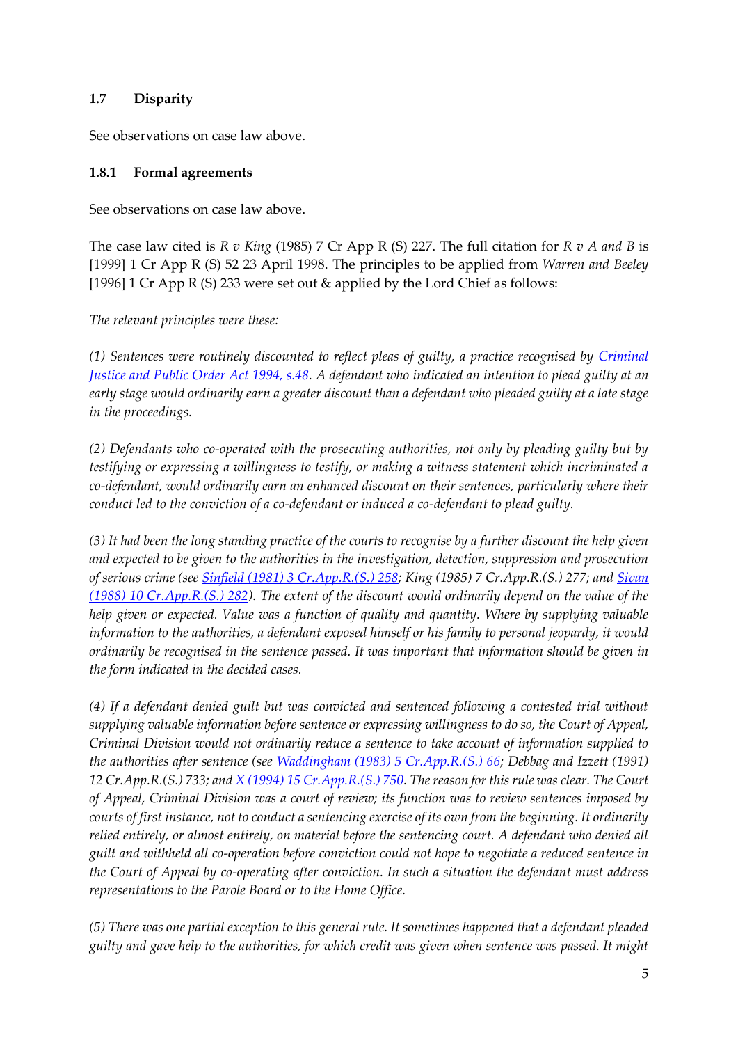### 1.7 Disparity

See observations on case law above.

### 1.8.1 Formal agreements

See observations on case law above.

The case law cited is *R v King* (1985) 7 Cr App R (S) 227. The full citation for *R v A and B* is [1999] 1 Cr App R (S) 52 23 April 1998. The principles to be applied from *Warren and Beeley* [1996] 1 Cr App R (S) 233 were set out & applied by the Lord Chief as follows:

*The relevant principles were these:*

*(1) Sentences were routinely discounted to reflect pleas of guilty, a practice recognised by Criminal Justice and Public Order Act 1994, s.48. A defendant who indicated an intention to plead guilty at an early stage would ordinarily earn a greater discount than a defendant who pleaded guilty at a late stage in the proceedings.*

*(2) Defendants who co-operated with the prosecuting authorities, not only by pleading guilty but by testifying or expressing a willingness to testify, or making a witness statement which incriminated a co-defendant, would ordinarily earn an enhanced discount on their sentences, particularly where their conduct led to the conviction of a co-defendant or induced a co-defendant to plead guilty.*

*(3) It had been the long standing practice of the courts to recognise by a further discount the help given and expected to be given to the authorities in the investigation, detection, suppression and prosecution of serious crime (see Sinfield (1981) 3 Cr.App.R.(S.) 258; King (1985) 7 Cr.App.R.(S.) 277; and Sivan (1988) 10 Cr.App.R.(S.) 282). The extent of the discount would ordinarily depend on the value of the help given or expected. Value was a function of quality and quantity. Where by supplying valuable information to the authorities, a defendant exposed himself or his family to personal jeopardy, it would ordinarily be recognised in the sentence passed. It was important that information should be given in the form indicated in the decided cases.*

*(4) If a defendant denied guilt but was convicted and sentenced following a contested trial without supplying valuable information before sentence or expressing willingness to do so, the Court of Appeal, Criminal Division would not ordinarily reduce a sentence to take account of information supplied to the authorities after sentence (see Waddingham (1983) 5 Cr.App.R.(S.) 66; Debbag and Izzett (1991) 12 Cr.App.R.(S.) 733; and X (1994) 15 Cr.App.R.(S.) 750. The reason for this rule was clear. The Court of Appeal, Criminal Division was a court of review; its function was to review sentences imposed by courts of first instance, not to conduct a sentencing exercise of its own from the beginning. It ordinarily relied entirely, or almost entirely, on material before the sentencing court. A defendant who denied all guilt and withheld all co-operation before conviction could not hope to negotiate a reduced sentence in the Court of Appeal by co-operating after conviction. In such a situation the defendant must address representations to the Parole Board or to the Home Office.*

*(5) There was one partial exception to this general rule. It sometimes happened that a defendant pleaded guilty and gave help to the authorities, for which credit was given when sentence was passed. It might*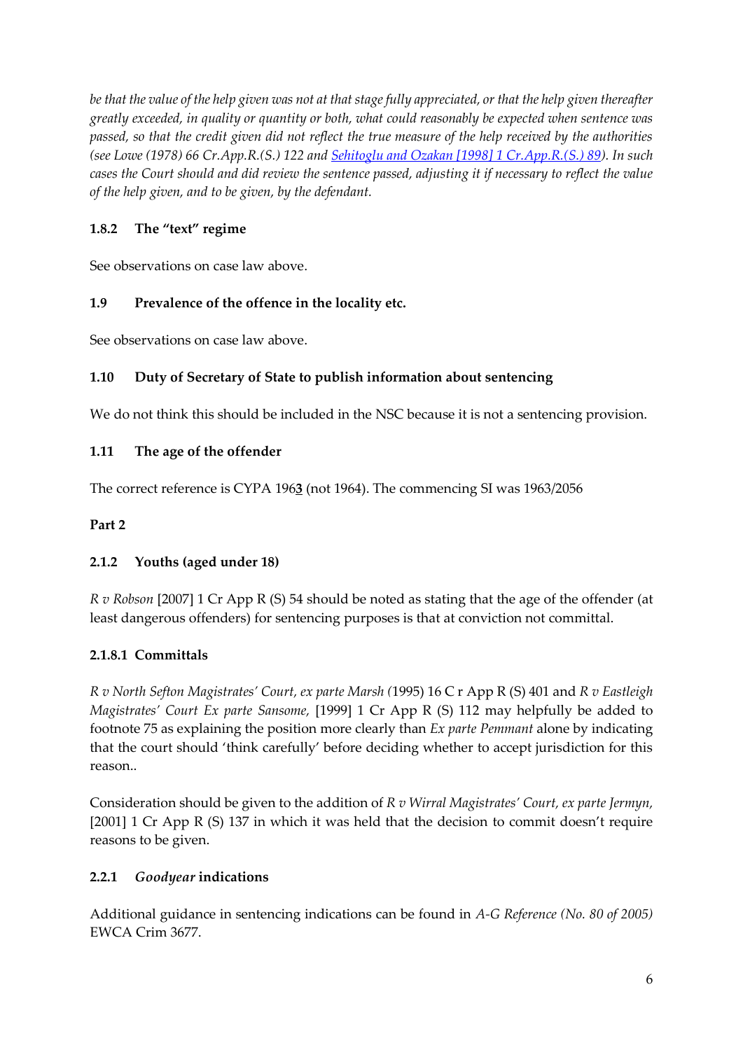*be that the value of the help given was not at that stage fully appreciated, or that the help given thereafter greatly exceeded, in quality or quantity or both, what could reasonably be expected when sentence was passed, so that the credit given did not reflect the true measure of the help received by the authorities (see Lowe (1978) 66 Cr.App.R.(S.) 122 and [Sehitoglu and Ozakan [1998] 1 Cr.App.R.(S.) 89]). In such cases the Court should and did review the sentence passed, adjusting it if necessary to reflect the value of the help given, and to be given, by the defendant.*

### 1.8.2 The "text" regime

See observations on case law above.

### 1.9 Prevalence of the offence in the locality etc.

See observations on case law above.

### 1.10 Duty of Secretary of State to publish information about sentencing

We do not think this should be included in the NSC because it is not a sentencing provision.

### 1.11 The age of the offender

The correct reference is CYPA 196**3** (not 1964). The commencing SI was 1963/2056

**Part 2**

### 2.1.2 Youths (aged under 18)

*R v Robson* [2007] 1 Cr App R (S) 54 should be noted as stating that the age of the offender (at least dangerous offenders) for sentencing purposes is that at conviction not committal.

### 2.1.8.1 Committals

*R v North Sefton Magistrates' Court, ex parte Marsh (*1995) 16 C r App R (S) 401 and *R v Eastleigh Magistrates' Court Ex parte Sansome,* [1999] 1 Cr App R (S) 112 may helpfully be added to footnote 75 as explaining the position more clearly than *Ex parte Pemmant* alone by indicating that the court should 'think carefully' before deciding whether to accept jurisdiction for this reason..

Consideration should be given to the addition of *R v Wirral Magistrates' Court, ex parte Jermyn,* [2001] 1 Cr App R (S) 137 in which it was held that the decision to commit doesn't require reasons to be given.

### 2.2.1 *Goodyear* indications

Additional guidance in sentencing indications can be found in *A-G Reference (No. 80 of 2005)* EWCA Crim 3677.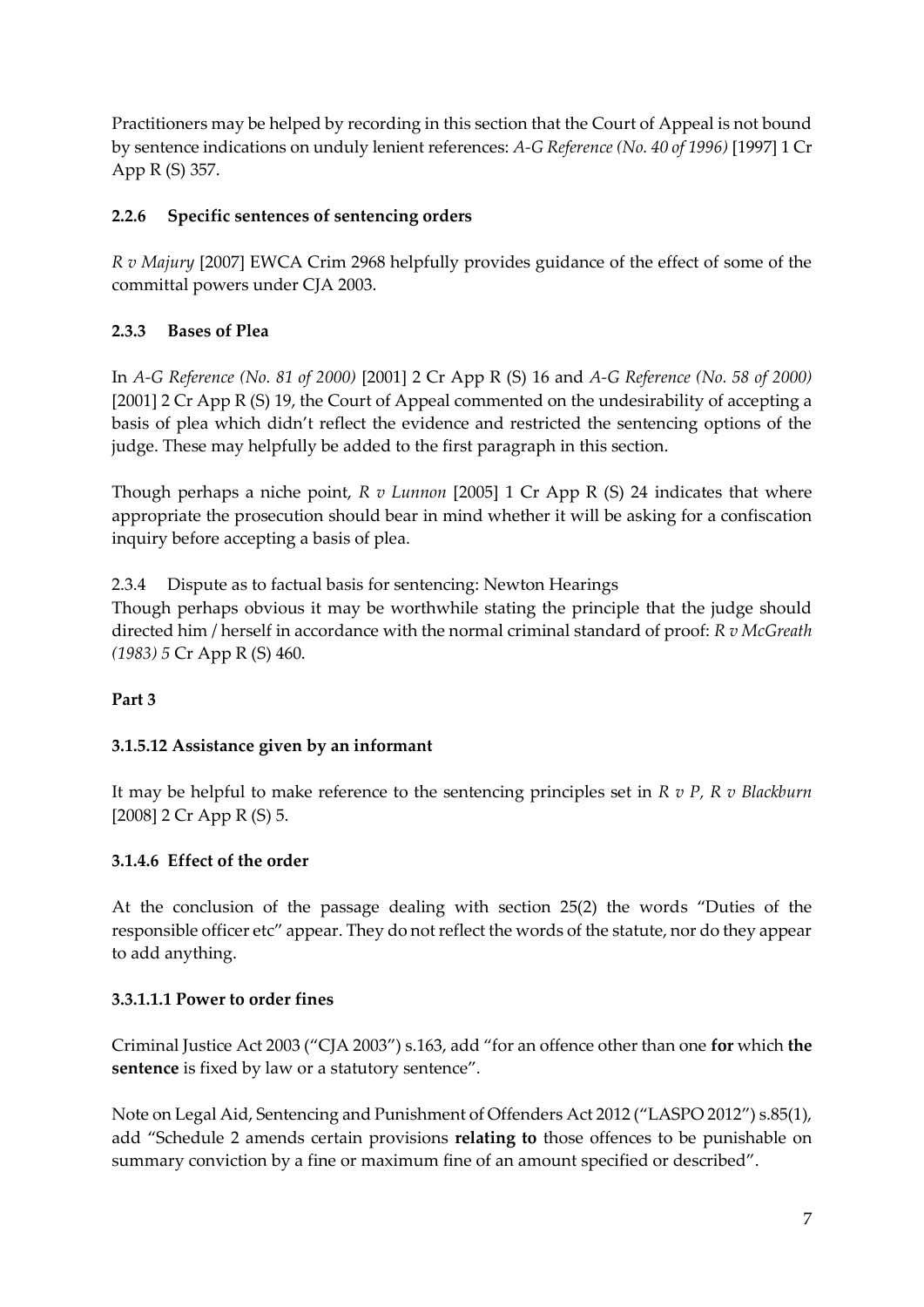Practitioners may be helped by recording in this section that the Court of Appeal is not bound by sentence indications on unduly lenient references: *A-G Reference (No. 40 of 1996)* [1997] 1 Cr App R (S) 357.

### 2.2.6 Specific sentences of sentencing orders

*R v Majury* [2007] EWCA Crim 2968 helpfully provides guidance of the effect of some of the committal powers under CJA 2003.

### 2.3.3 Bases of Plea

In *A-G Reference (No. 81 of 2000)* [2001] 2 Cr App R (S) 16 and *A-G Reference (No. 58 of 2000)* [2001] 2 Cr App R (S) 19, the Court of Appeal commented on the undesirability of accepting a basis of plea which didn't reflect the evidence and restricted the sentencing options of the judge. These may helpfully be added to the first paragraph in this section.

Though perhaps a niche point, *R v Lunnon* [2005] 1 Cr App R (S) 24 indicates that where appropriate the prosecution should bear in mind whether it will be asking for a confiscation inquiry before accepting a basis of plea.

2.3.4 Dispute as to factual basis for sentencing: Newton Hearings

Though perhaps obvious it may be worthwhile stating the principle that the judge should directed him / herself in accordance with the normal criminal standard of proof: *R v McGreath (1983) 5* Cr App R (S) 460.

## Part 3

### 3.1.5.12 Assistance given by an informant

It may be helpful to make reference to the sentencing principles set in *R v P, R v Blackburn* [2008] 2 Cr App R (S) 5.

### 3.1.4.6 Effect of the order

At the conclusion of the passage dealing with section 25(2) the words "Duties of the responsible officer etc" appear. They do not reflect the words of the statute, nor do they appear to add anything.

### 3.3.1.1.1 Power to order fines

Criminal Justice Act 2003 ("CJA 2003") s.163, add "for an offence other than one **for** which **the sentence** is fixed by law or a statutory sentence".

Note on Legal Aid, Sentencing and Punishment of Offenders Act 2012 ("LASPO 2012") s.85(1), add "Schedule 2 amends certain provisions **relating to** those offences to be punishable on summary conviction by a fine or maximum fine of an amount specified or described".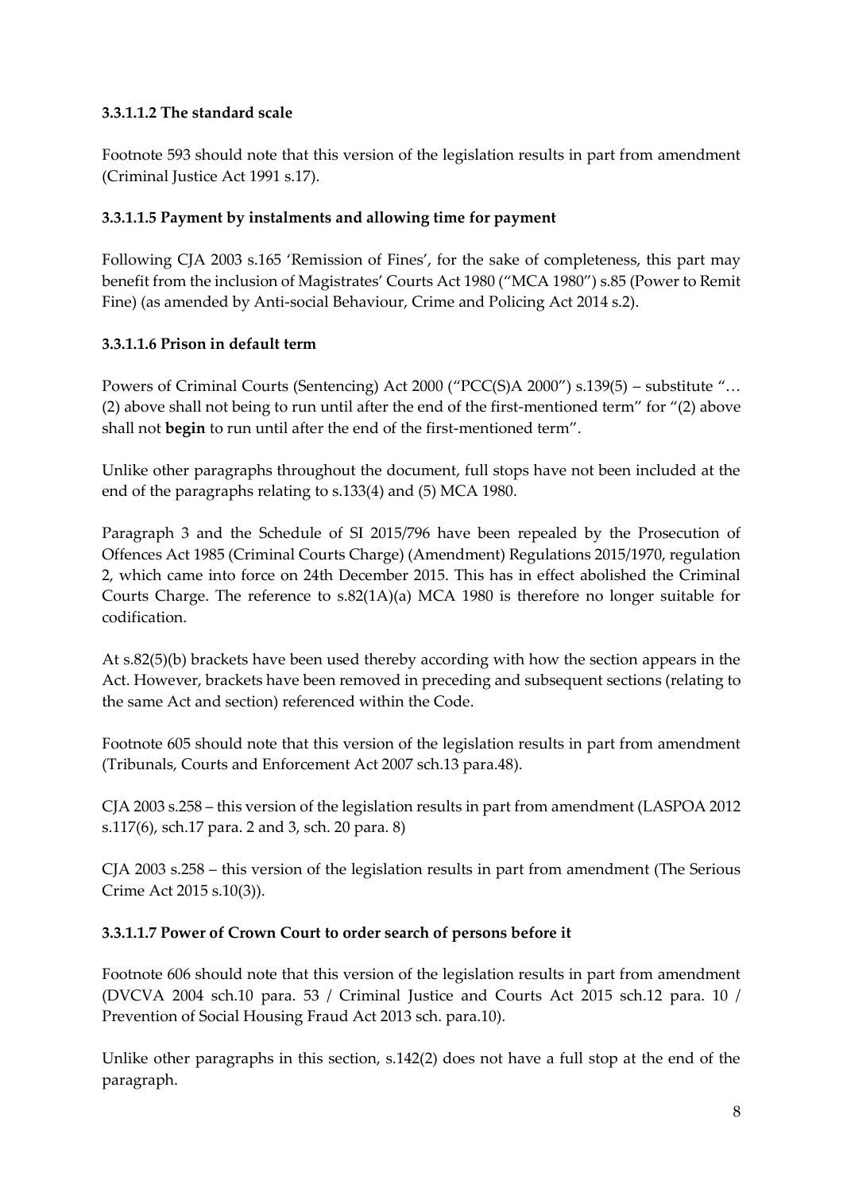### 3.3.1.1.2 The standard scale

Footnote 593 should note that this version of the legislation results in part from amendment (Criminal Justice Act 1991 s.17).

### 3.3.1.1.5 Payment by instalments and allowing time for payment

Following CJA 2003 s.165 'Remission of Fines', for the sake of completeness, this part may benefit from the inclusion of Magistrates' Courts Act 1980 ("MCA 1980") s.85 (Power to Remit Fine) (as amended by Anti-social Behaviour, Crime and Policing Act 2014 s.2).

### 3.3.1.1.6 Prison in default term

Powers of Criminal Courts (Sentencing) Act 2000 ("PCC(S)A 2000") s.139(5) – substitute "… (2) above shall not being to run until after the end of the first-mentioned term" for "(2) above shall not **begin** to run until after the end of the first-mentioned term".

Unlike other paragraphs throughout the document, full stops have not been included at the end of the paragraphs relating to s.133(4) and (5) MCA 1980.

Paragraph 3 and the Schedule of SI 2015/796 have been repealed by the Prosecution of Offences Act 1985 (Criminal Courts Charge) (Amendment) Regulations 2015/1970, regulation 2, which came into force on 24th December 2015. This has in effect abolished the Criminal Courts Charge. The reference to s.82(1A)(a) MCA 1980 is therefore no longer suitable for codification.

At s.82(5)(b) brackets have been used thereby according with how the section appears in the Act. However, brackets have been removed in preceding and subsequent sections (relating to the same Act and section) referenced within the Code.

Footnote 605 should note that this version of the legislation results in part from amendment (Tribunals, Courts and Enforcement Act 2007 sch.13 para.48).

CJA 2003 s.258 – this version of the legislation results in part from amendment (LASPOA 2012 s.117(6), sch.17 para. 2 and 3, sch. 20 para. 8)

CJA 2003 s.258 – this version of the legislation results in part from amendment (The Serious Crime Act 2015 s.10(3)).

### 3.3.1.1.7 Power of Crown Court to order search of persons before it

Footnote 606 should note that this version of the legislation results in part from amendment (DVCVA 2004 sch.10 para. 53 / Criminal Justice and Courts Act 2015 sch.12 para. 10 / Prevention of Social Housing Fraud Act 2013 sch. para.10).

Unlike other paragraphs in this section, s.142(2) does not have a full stop at the end of the paragraph.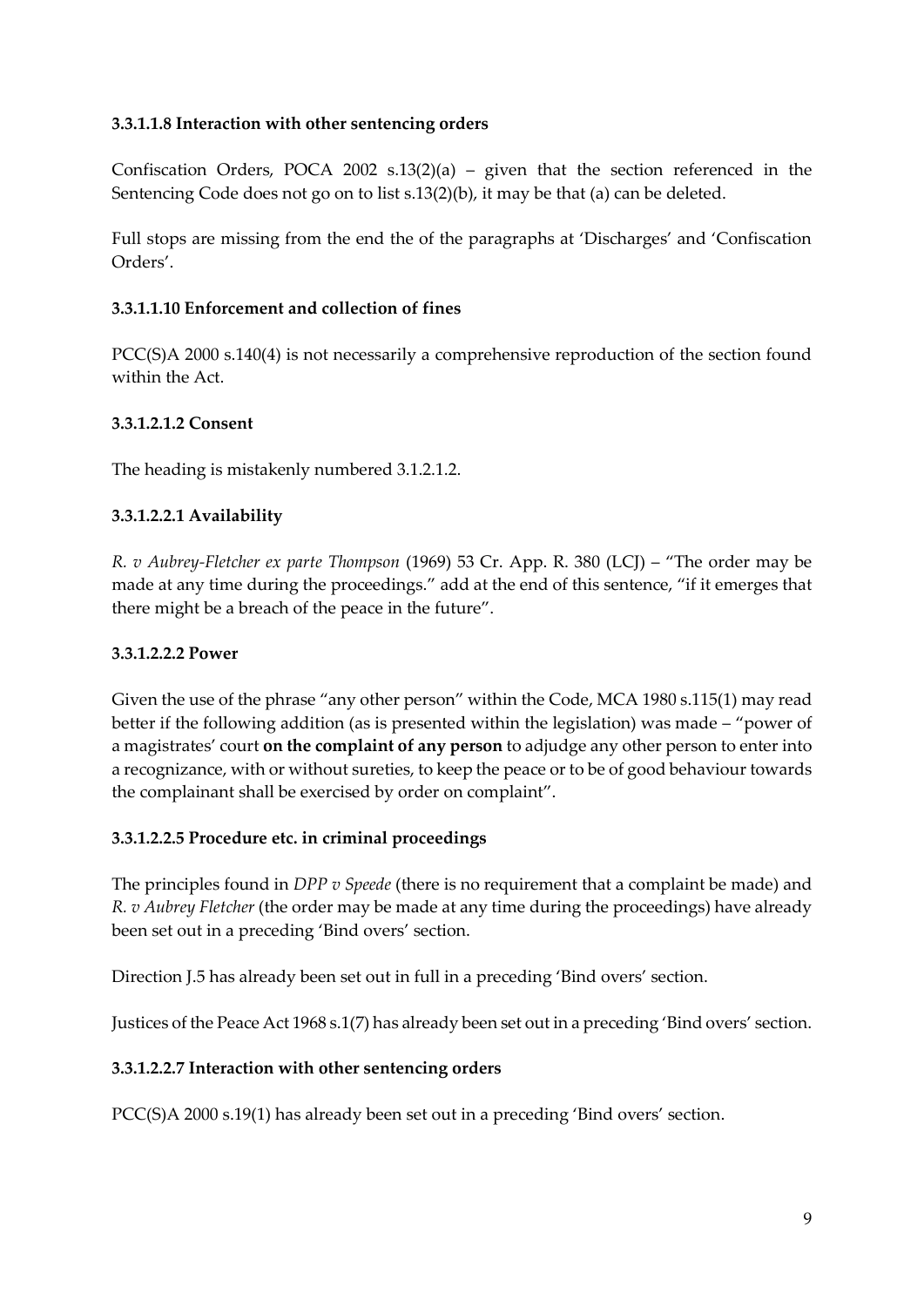#### 3.3.1.1.8 Interaction with other sentencing orders

Confiscation Orders, POCA 2002 s.13(2)(a) – given that the section referenced in the Sentencing Code does not go on to list s.13(2)(b), it may be that (a) can be deleted.

Full stops are missing from the end the of the paragraphs at 'Discharges' and 'Confiscation Orders'.

#### 3.3.1.1.10 Enforcement and collection of fines

PCC(S)A 2000 s.140(4) is not necessarily a comprehensive reproduction of the section found within the Act.

#### 3.3.1.2.1.2 Consent

The heading is mistakenly numbered 3.1.2.1.2.

#### 3.3.1.2.2.1 Availability

*R. v Aubrey-Fletcher ex parte Thompson* (1969) 53 Cr. App. R. 380 (LCJ) – "The order may be made at any time during the proceedings." add at the end of this sentence, "if it emerges that there might be a breach of the peace in the future".

#### 3.3.1.2.2.2 Power

Given the use of the phrase "any other person" within the Code, MCA 1980 s.115(1) may read better if the following addition (as is presented within the legislation) was made – "power of a magistrates' court **on the complaint of any person** to adjudge any other person to enter into a recognizance, with or without sureties, to keep the peace or to be of good behaviour towards the complainant shall be exercised by order on complaint".

#### 3.3.1.2.2.5 Procedure etc. in criminal proceedings

The principles found in *DPP v Speede* (there is no requirement that a complaint be made) and *R. v Aubrey Fletcher* (the order may be made at any time during the proceedings) have already been set out in a preceding 'Bind overs' section.

Direction J.5 has already been set out in full in a preceding 'Bind overs' section.

Justices of the Peace Act 1968 s.1(7) has already been set out in a preceding 'Bind overs' section.

#### 3.3.1.2.2.7 Interaction with other sentencing orders

PCC(S)A 2000 s.19(1) has already been set out in a preceding 'Bind overs' section.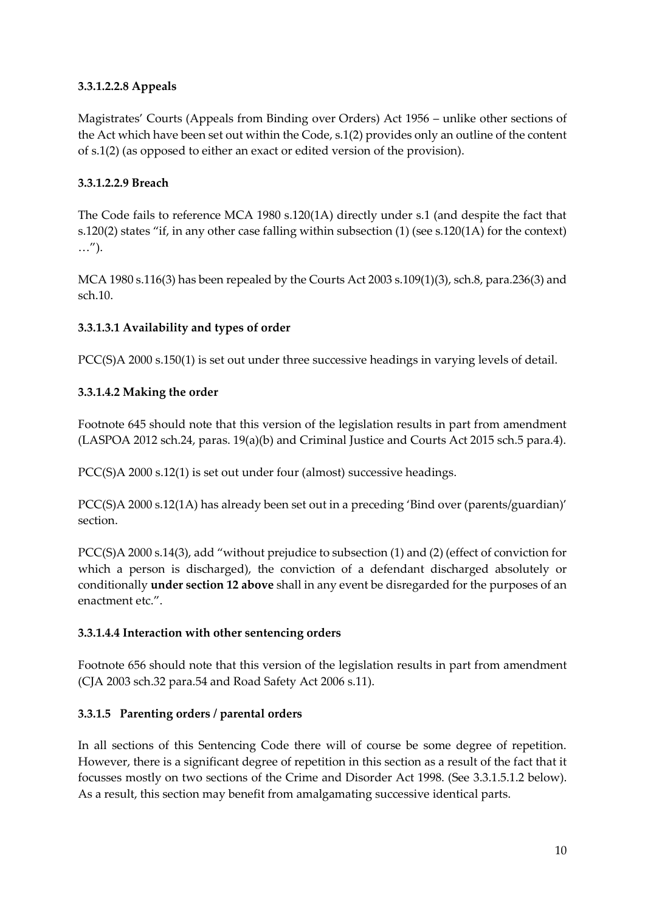### 3.3.1.2.2.8 Appeals

Magistrates' Courts (Appeals from Binding over Orders) Act 1956 – unlike other sections of the Act which have been set out within the Code, s.1(2) provides only an outline of the content of s.1(2) (as opposed to either an exact or edited version of the provision).

### 3.3.1.2.2.9 Breach

The Code fails to reference MCA 1980 s.120(1A) directly under s.1 (and despite the fact that s.120(2) states "if, in any other case falling within subsection (1) (see s.120(1A) for the context) …").

MCA 1980 s.116(3) has been repealed by the Courts Act 2003 s.109(1)(3), sch.8, para.236(3) and sch.10.

### 3.3.1.3.1 Availability and types of order

PCC(S)A 2000 s.150(1) is set out under three successive headings in varying levels of detail.

### 3.3.1.4.2 Making the order

Footnote 645 should note that this version of the legislation results in part from amendment (LASPOA 2012 sch.24, paras. 19(a)(b) and Criminal Justice and Courts Act 2015 sch.5 para.4).

PCC(S)A 2000 s.12(1) is set out under four (almost) successive headings.

PCC(S)A 2000 s.12(1A) has already been set out in a preceding 'Bind over (parents/guardian)' section.

PCC(S)A 2000 s.14(3), add "without prejudice to subsection (1) and (2) (effect of conviction for which a person is discharged), the conviction of a defendant discharged absolutely or conditionally **under section 12 above** shall in any event be disregarded for the purposes of an enactment etc.".

### 3.3.1.4.4 Interaction with other sentencing orders

Footnote 656 should note that this version of the legislation results in part from amendment (CJA 2003 sch.32 para.54 and Road Safety Act 2006 s.11).

### 3.3.1.5 Parenting orders / parental orders

In all sections of this Sentencing Code there will of course be some degree of repetition. However, there is a significant degree of repetition in this section as a result of the fact that it focusses mostly on two sections of the Crime and Disorder Act 1998. (See 3.3.1.5.1.2 below). As a result, this section may benefit from amalgamating successive identical parts.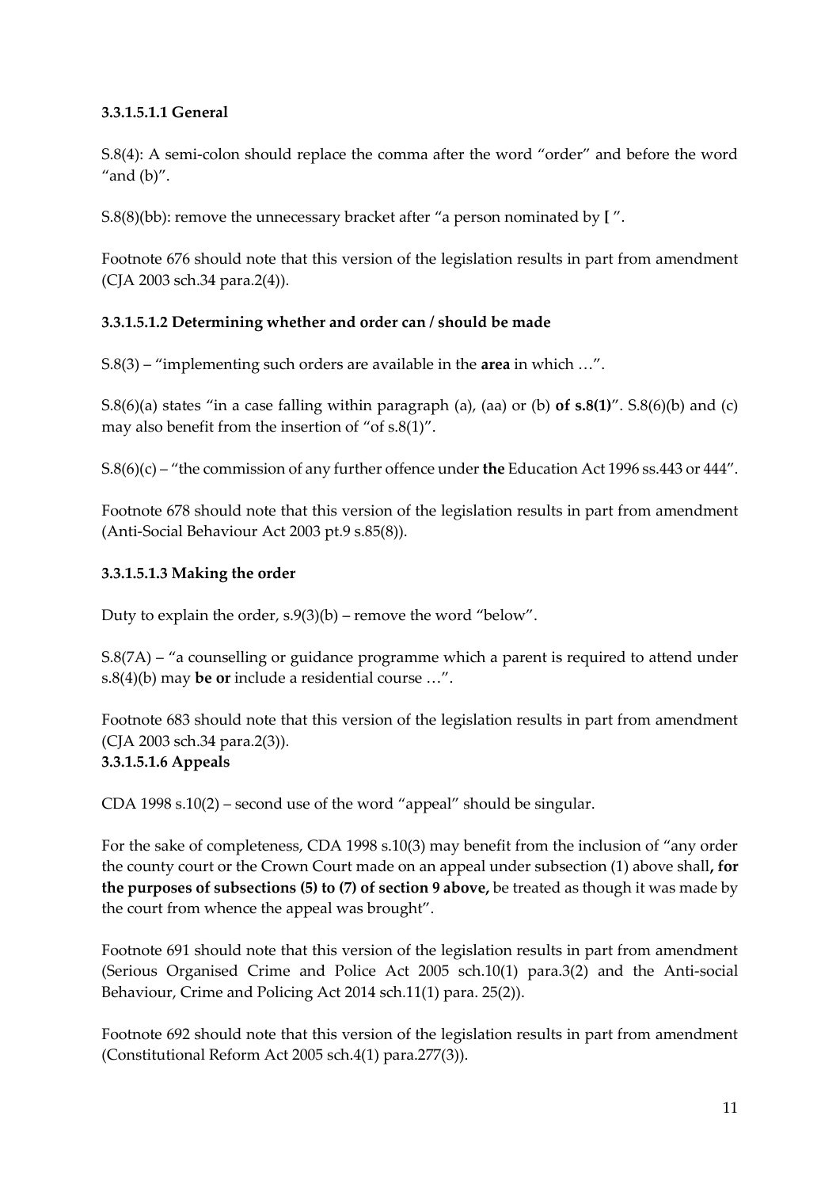### 3.3.1.5.1.1 General

S.8(4): A semi-colon should replace the comma after the word "order" and before the word "and (b)".

S.8(8)(bb): remove the unnecessary bracket after "a person nominated by **[** ".

Footnote 676 should note that this version of the legislation results in part from amendment (CJA 2003 sch.34 para.2(4)).

### 3.3.1.5.1.2 Determining whether and order can / should be made

S.8(3) – "implementing such orders are available in the **area** in which …".

S.8(6)(a) states "in a case falling within paragraph (a), (aa) or (b) **of s.8(1)**". S.8(6)(b) and (c) may also benefit from the insertion of "of s.8(1)".

S.8(6)(c) – "the commission of any further offence under **the** Education Act 1996 ss.443 or 444".

Footnote 678 should note that this version of the legislation results in part from amendment (Anti-Social Behaviour Act 2003 pt.9 s.85(8)).

### 3.3.1.5.1.3 Making the order

Duty to explain the order, s.9(3)(b) – remove the word "below".

S.8(7A) – "a counselling or guidance programme which a parent is required to attend under s.8(4)(b) may **be or** include a residential course …".

Footnote 683 should note that this version of the legislation results in part from amendment (CJA 2003 sch.34 para.2(3)).

### 3.3.1.5.1.6 Appeals

CDA 1998 s.10(2) – second use of the word "appeal" should be singular.

For the sake of completeness, CDA 1998 s.10(3) may benefit from the inclusion of "any order the county court or the Crown Court made on an appeal under subsection (1) above shall**, for the purposes of subsections (5) to (7) of section 9 above,** be treated as though it was made by the court from whence the appeal was brought".

Footnote 691 should note that this version of the legislation results in part from amendment (Serious Organised Crime and Police Act 2005 sch.10(1) para.3(2) and the Anti-social Behaviour, Crime and Policing Act 2014 sch.11(1) para. 25(2)).

Footnote 692 should note that this version of the legislation results in part from amendment (Constitutional Reform Act 2005 sch.4(1) para.277(3)).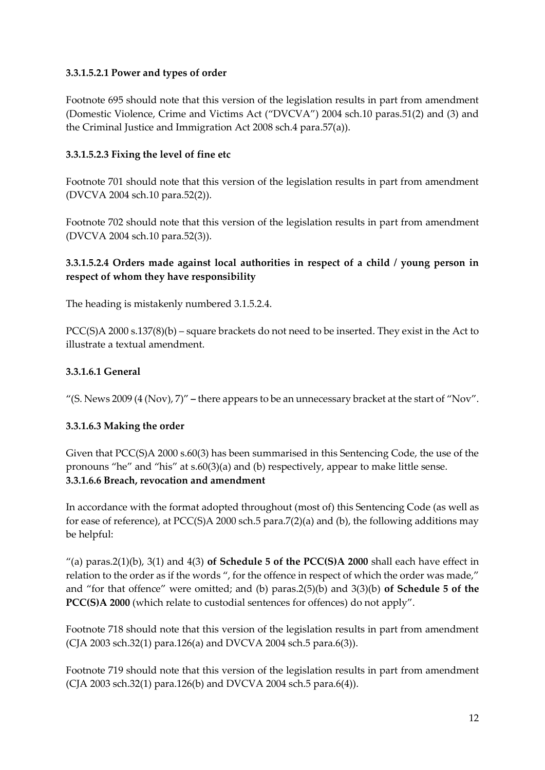### 3.3.1.5.2.1 Power and types of order

Footnote 695 should note that this version of the legislation results in part from amendment (Domestic Violence, Crime and Victims Act ("DVCVA") 2004 sch.10 paras.51(2) and (3) and the Criminal Justice and Immigration Act 2008 sch.4 para.57(a)).

### 3.3.1.5.2.3 Fixing the level of fine etc

Footnote 701 should note that this version of the legislation results in part from amendment (DVCVA 2004 sch.10 para.52(2)).

Footnote 702 should note that this version of the legislation results in part from amendment (DVCVA 2004 sch.10 para.52(3)).

### 3.3.1.5.2.4 Orders made against local authorities in respect of a child / young person in respect of whom they have responsibility

The heading is mistakenly numbered 3.1.5.2.4.

PCC(S)A 2000 s.137(8)(b) – square brackets do not need to be inserted. They exist in the Act to illustrate a textual amendment.

### 3.3.1.6.1 General

"(S. News 2009 (4 (Nov), 7)" – there appears to be an unnecessary bracket at the start of "Nov".

### 3.3.1.6.3 Making the order

Given that PCC(S)A 2000 s.60(3) has been summarised in this Sentencing Code, the use of the pronouns "he" and "his" at s.60(3)(a) and (b) respectively, appear to make little sense.

### 3.3.1.6.6 Breach, revocation and amendment

In accordance with the format adopted throughout (most of) this Sentencing Code (as well as for ease of reference), at PCC(S)A 2000 sch.5 para.7(2)(a) and (b), the following additions may be helpful:

"(a) paras.2(1)(b), 3(1) and 4(3) **of Schedule 5 of the PCC(S)A 2000** shall each have effect in relation to the order as if the words ", for the offence in respect of which the order was made," and "for that offence" were omitted; and (b) paras.2(5)(b) and 3(3)(b) **of Schedule 5 of the PCC(S)A 2000** (which relate to custodial sentences for offences) do not apply".

Footnote 718 should note that this version of the legislation results in part from amendment (CJA 2003 sch.32(1) para.126(a) and DVCVA 2004 sch.5 para.6(3)).

Footnote 719 should note that this version of the legislation results in part from amendment (CJA 2003 sch.32(1) para.126(b) and DVCVA 2004 sch.5 para.6(4)).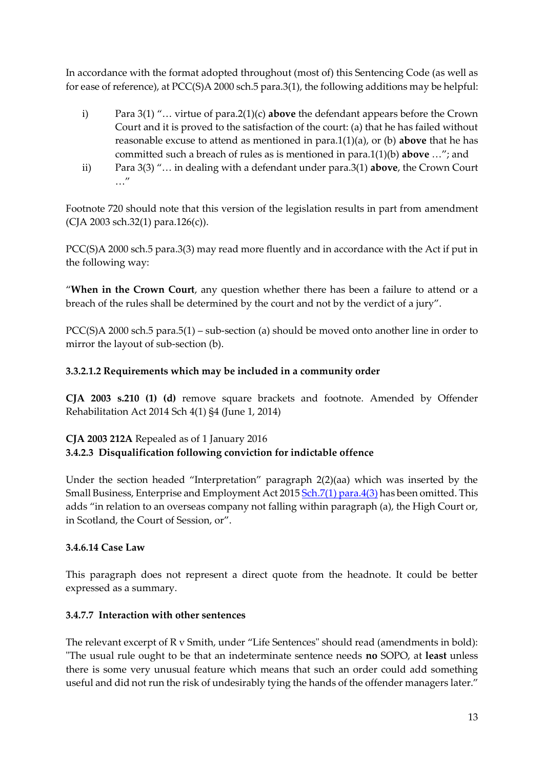In accordance with the format adopted throughout (most of) this Sentencing Code (as well as for ease of reference), at PCC(S)A 2000 sch.5 para.3(1), the following additions may be helpful:

i) Para 3(1) "… virtue of para.2(1)(c) **above** the defendant appears before the Crown Court and it is proved to the satisfaction of the court: (a) that he has failed without reasonable excuse to attend as mentioned in para.1(1)(a), or (b) **above** that he has committed such a breach of rules as is mentioned in para.1(1)(b) **above** …"; and

ii) Para 3(3) "… in dealing with a defendant under para.3(1) **above**, the Crown Court …"

Footnote 720 should note that this version of the legislation results in part from amendment (CJA 2003 sch.32(1) para.126(c)).

PCC(S)A 2000 sch.5 para.3(3) may read more fluently and in accordance with the Act if put in the following way:

"**When in the Crown Court**, any question whether there has been a failure to attend or a breach of the rules shall be determined by the court and not by the verdict of a jury".

PCC(S)A 2000 sch.5 para.5(1) – sub-section (a) should be moved onto another line in order to mirror the layout of sub-section (b).

### 3.3.2.1.2 Requirements which may be included in a community order

**CJA 2003 s.210 (1) (d)** remove square brackets and footnote. Amended by Offender Rehabilitation Act 2014 Sch 4(1) §4 (June 1, 2014)

**CJA 2003 212A** Repealed as of 1 January 2016

### 3.4.2.3 Disqualification following conviction for indictable offence

Under the section headed "Interpretation" paragraph 2(2)(aa) which was inserted by the Small Business, Enterprise and Employment Act 2015 Sch.7(1) para.4(3) has been omitted. This adds "in relation to an overseas company not falling within paragraph (a), the High Court or, in Scotland, the Court of Session, or".

### 3.4.6.14 Case Law

This paragraph does not represent a direct quote from the headnote. It could be better expressed as a summary.

### 3.4.7.7 Interaction with other sentences

The relevant excerpt of R v Smith, under "Life Sentences" should read (amendments in bold): "The usual rule ought to be that an indeterminate sentence needs **no** SOPO, at **least** unless there is some very unusual feature which means that such an order could add something useful and did not run the risk of undesirably tying the hands of the offender managers later."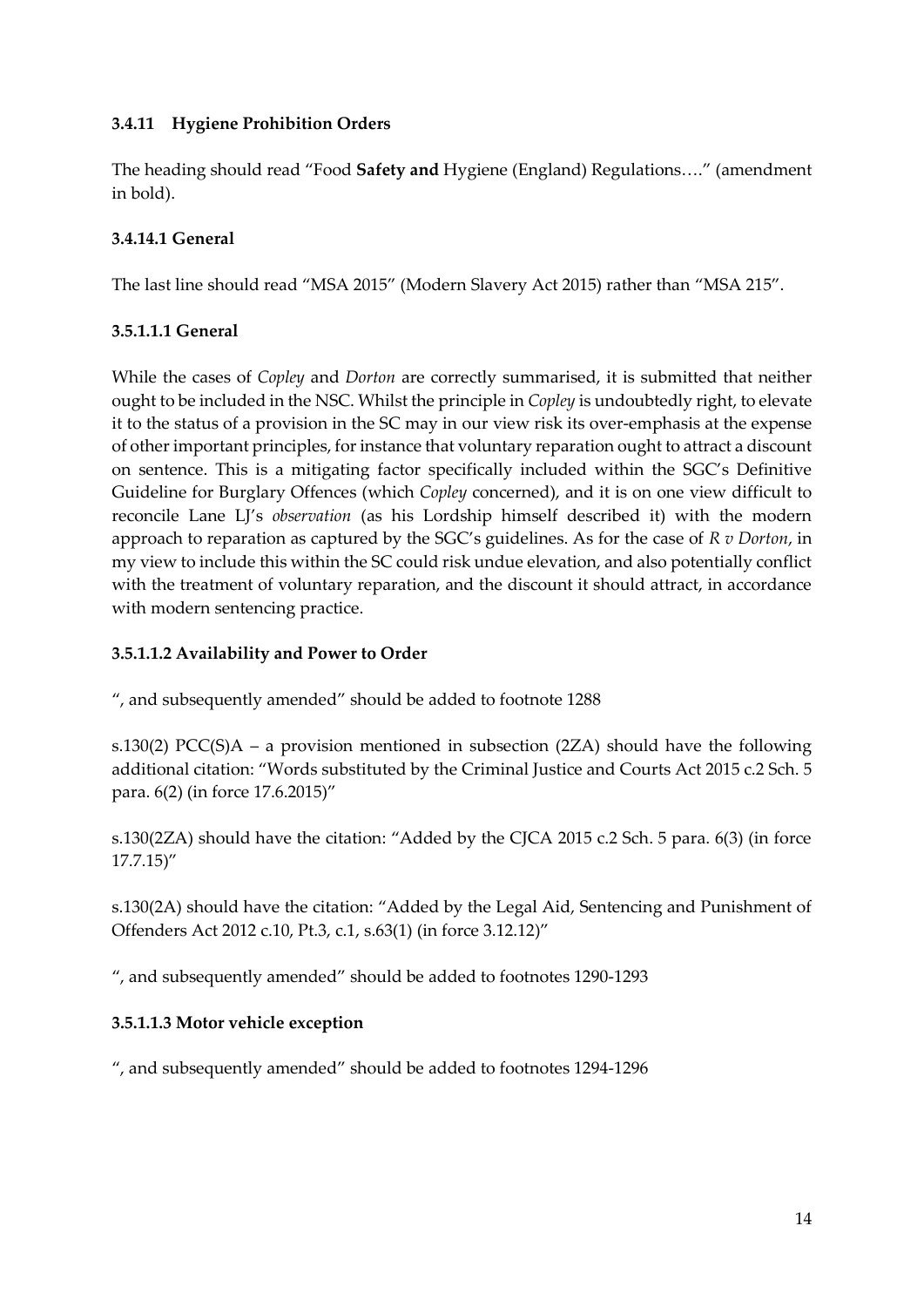### 3.4.11 Hygiene Prohibition Orders

The heading should read "Food **Safety and** Hygiene (England) Regulations…." (amendment in bold).

### 3.4.14.1 General

The last line should read "MSA 2015" (Modern Slavery Act 2015) rather than "MSA 215".

### 3.5.1.1.1 General

While the cases of *Copley* and *Dorton* are correctly summarised, it is submitted that neither ought to be included in the NSC. Whilst the principle in *Copley* is undoubtedly right, to elevate it to the status of a provision in the SC may in our view risk its over-emphasis at the expense of other important principles, for instance that voluntary reparation ought to attract a discount on sentence. This is a mitigating factor specifically included within the SGC's Definitive Guideline for Burglary Offences (which *Copley* concerned), and it is on one view difficult to reconcile Lane LJ's *observation* (as his Lordship himself described it) with the modern approach to reparation as captured by the SGC's guidelines. As for the case of *R v Dorton*, in my view to include this within the SC could risk undue elevation, and also potentially conflict with the treatment of voluntary reparation, and the discount it should attract, in accordance with modern sentencing practice.

### 3.5.1.1.2 Availability and Power to Order

", and subsequently amended" should be added to footnote 1288

s.130(2) PCC(S)A – a provision mentioned in subsection (2ZA) should have the following additional citation: "Words substituted by the Criminal Justice and Courts Act 2015 c.2 Sch. 5 para. 6(2) (in force 17.6.2015)"

s.130(2ZA) should have the citation: "Added by the CJCA 2015 c.2 Sch. 5 para. 6(3) (in force 17.7.15)"

s.130(2A) should have the citation: "Added by the Legal Aid, Sentencing and Punishment of Offenders Act 2012 c.10, Pt.3, c.1, s.63(1) (in force 3.12.12)"

", and subsequently amended" should be added to footnotes 1290-1293

### 3.5.1.1.3 Motor vehicle exception

", and subsequently amended" should be added to footnotes 1294-1296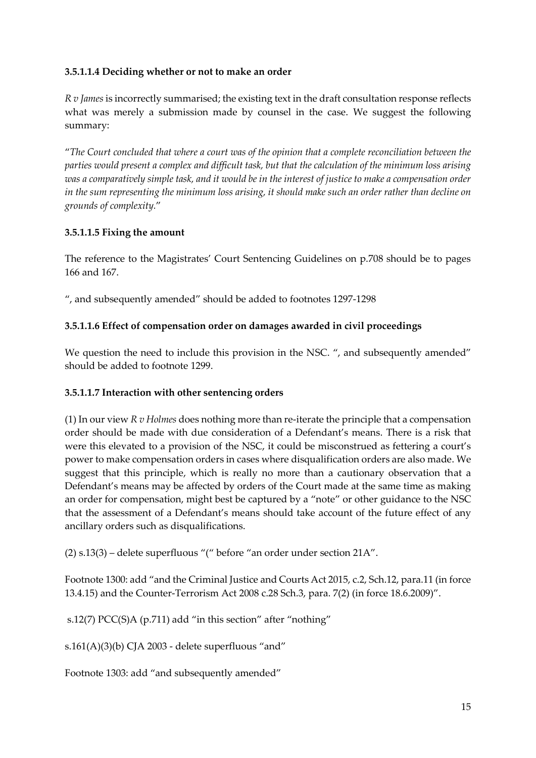### 3.5.1.1.4 Deciding whether or not to make an order

*R v James* is incorrectly summarised; the existing text in the draft consultation response reflects what was merely a submission made by counsel in the case. We suggest the following summary:

"*The Court concluded that where a court was of the opinion that a complete reconciliation between the parties would present a complex and difficult task, but that the calculation of the minimum loss arising was a comparatively simple task, and it would be in the interest of justice to make a compensation order in the sum representing the minimum loss arising, it should make such an order rather than decline on grounds of complexity.*"

### 3.5.1.1.5 Fixing the amount

The reference to the Magistrates' Court Sentencing Guidelines on p.708 should be to pages 166 and 167.

", and subsequently amended" should be added to footnotes 1297-1298

### 3.5.1.1.6 Effect of compensation order on damages awarded in civil proceedings

We question the need to include this provision in the NSC. ", and subsequently amended" should be added to footnote 1299.

### 3.5.1.1.7 Interaction with other sentencing orders

(1) In our view *R v Holmes* does nothing more than re-iterate the principle that a compensation order should be made with due consideration of a Defendant's means. There is a risk that were this elevated to a provision of the NSC, it could be misconstrued as fettering a court's power to make compensation orders in cases where disqualification orders are also made. We suggest that this principle, which is really no more than a cautionary observation that a Defendant's means may be affected by orders of the Court made at the same time as making an order for compensation, might best be captured by a "note" or other guidance to the NSC that the assessment of a Defendant's means should take account of the future effect of any ancillary orders such as disqualifications.

(2) s.13(3) – delete superfluous "(" before "an order under section 21A".

Footnote 1300: add "and the Criminal Justice and Courts Act 2015, c.2, Sch.12, para.11 (in force 13.4.15) and the Counter-Terrorism Act 2008 c.28 Sch.3, para. 7(2) (in force 18.6.2009)".

s.12(7) PCC(S)A (p.711) add "in this section" after "nothing"

s.161(A)(3)(b) CJA 2003 - delete superfluous "and"

Footnote 1303: add "and subsequently amended"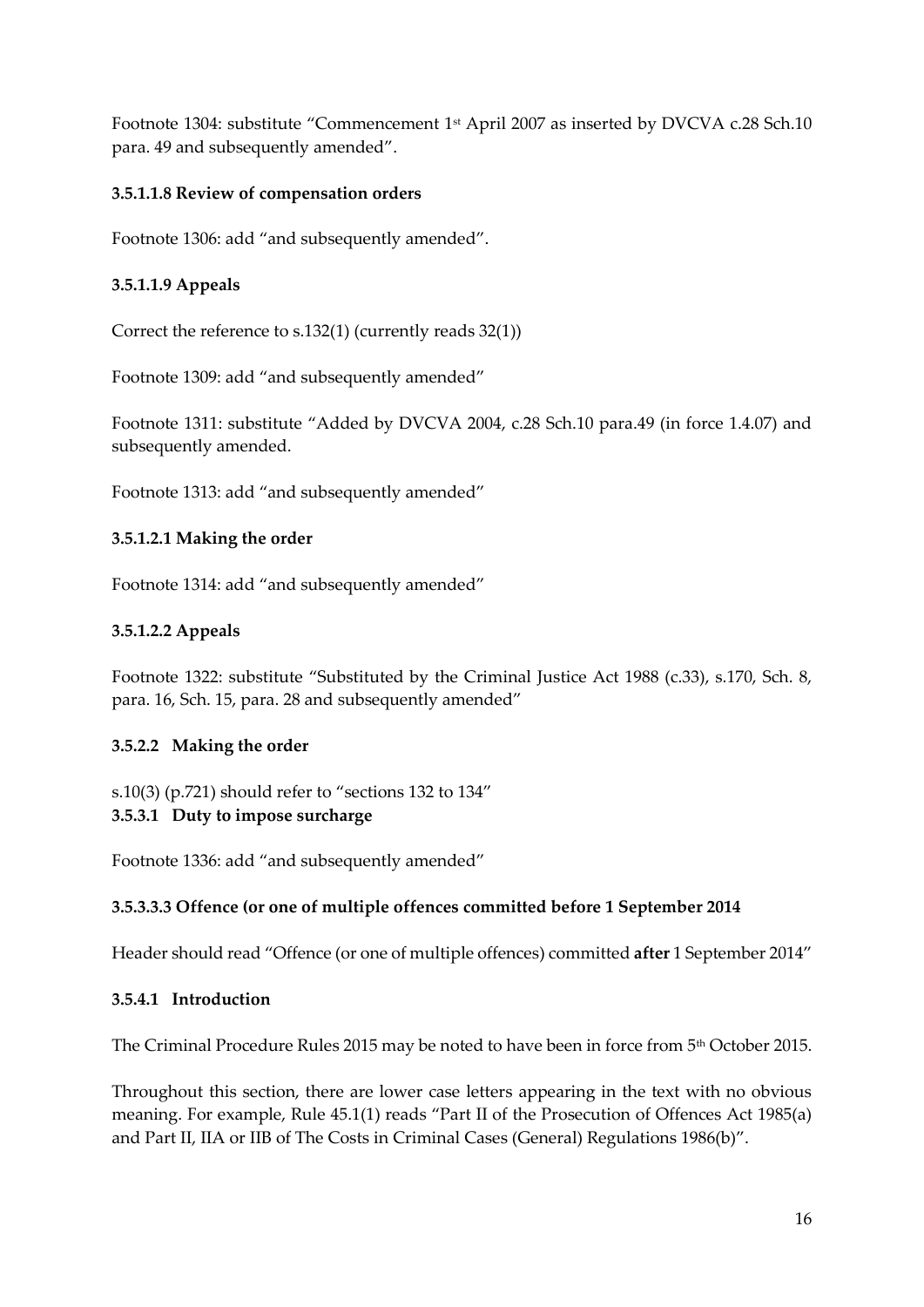Footnote 1304: substitute "Commencement 1st April 2007 as inserted by DVCVA c.28 Sch.10 para. 49 and subsequently amended".

**3.5.1.1.8 Review of compensation orders**

Footnote 1306: add "and subsequently amended".

**3.5.1.1.9 Appeals**

Correct the reference to s.132(1) (currently reads 32(1))

Footnote 1309: add "and subsequently amended"

Footnote 1311: substitute "Added by DVCVA 2004, c.28 Sch.10 para.49 (in force 1.4.07) and subsequently amended.

Footnote 1313: add "and subsequently amended"

**3.5.1.2.1 Making the order**

Footnote 1314: add "and subsequently amended"

**3.5.1.2.2 Appeals**

Footnote 1322: substitute "Substituted by the Criminal Justice Act 1988 (c.33), s.170, Sch. 8, para. 16, Sch. 15, para. 28 and subsequently amended"

**3.5.2.2 Making the order**

s.10(3) (p.721) should refer to "sections 132 to 134"

**3.5.3.1 Duty to impose surcharge**

Footnote 1336: add "and subsequently amended"

**3.5.3.3.3 Offence (or one of multiple offences committed before 1 September 2014**

Header should read "Offence (or one of multiple offences) committed **after** 1 September 2014"

**3.5.4.1 Introduction**

The Criminal Procedure Rules 2015 may be noted to have been in force from 5th October 2015.

Throughout this section, there are lower case letters appearing in the text with no obvious meaning. For example, Rule 45.1(1) reads "Part II of the Prosecution of Offences Act 1985(a) and Part II, IIA or IIB of The Costs in Criminal Cases (General) Regulations 1986(b)".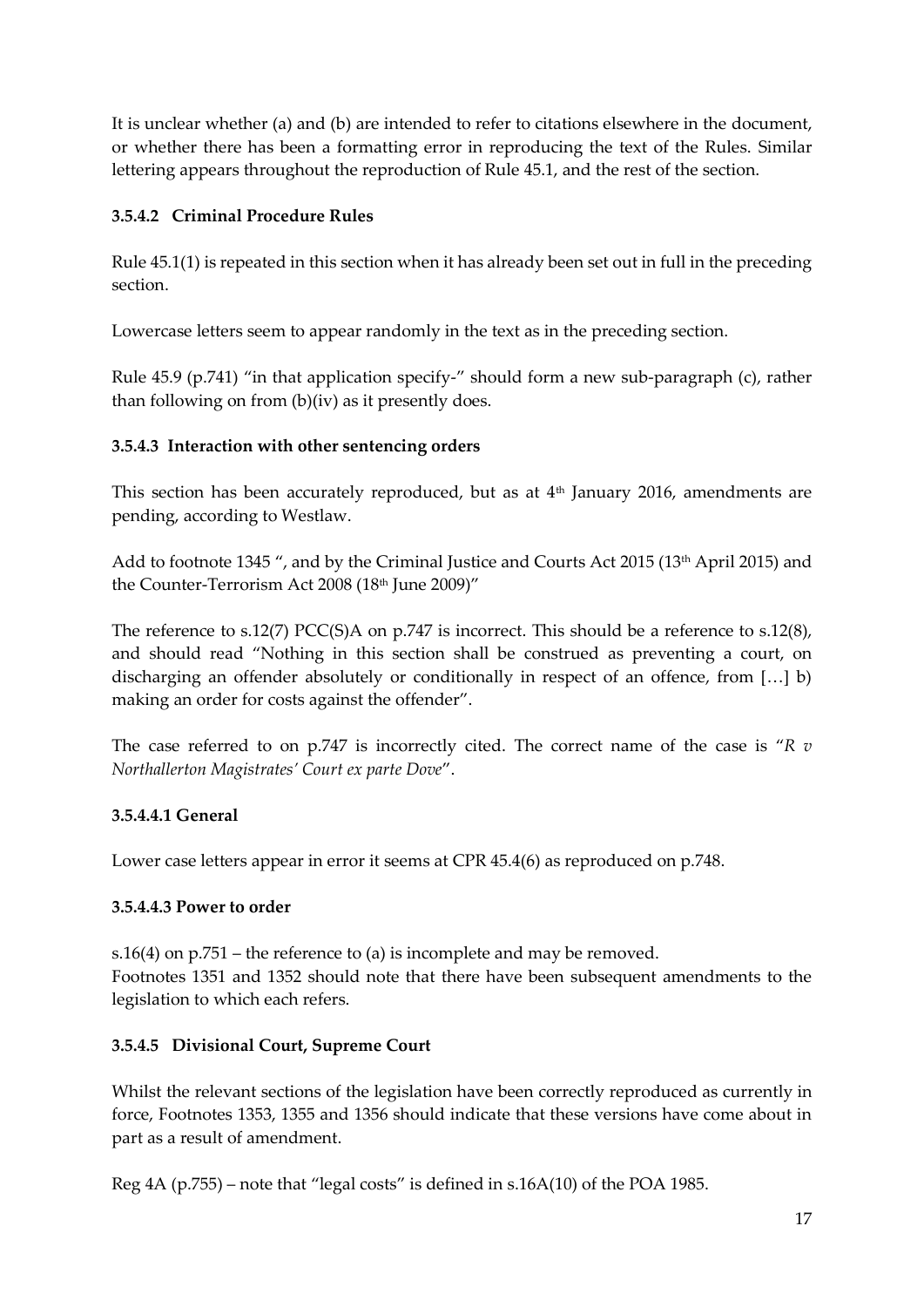It is unclear whether (a) and (b) are intended to refer to citations elsewhere in the document, or whether there has been a formatting error in reproducing the text of the Rules. Similar lettering appears throughout the reproduction of Rule 45.1, and the rest of the section.

### 3.5.4.2 Criminal Procedure Rules

Rule 45.1(1) is repeated in this section when it has already been set out in full in the preceding section.

Lowercase letters seem to appear randomly in the text as in the preceding section.

Rule 45.9 (p.741) "in that application specify-" should form a new sub-paragraph (c), rather than following on from (b)(iv) as it presently does.

### 3.5.4.3 Interaction with other sentencing orders

This section has been accurately reproduced, but as at 4th January 2016, amendments are pending, according to Westlaw.

Add to footnote 1345 ", and by the Criminal Justice and Courts Act 2015 (13th April 2015) and the Counter-Terrorism Act 2008 (18th June 2009)"

The reference to s.12(7) PCC(S)A on p.747 is incorrect. This should be a reference to s.12(8), and should read "Nothing in this section shall be construed as preventing a court, on discharging an offender absolutely or conditionally in respect of an offence, from […] b) making an order for costs against the offender".

The case referred to on p.747 is incorrectly cited. The correct name of the case is "*R v Northallerton Magistrates' Court ex parte Dove*".

#### 3.5.4.4.1 General

Lower case letters appear in error it seems at CPR 45.4(6) as reproduced on p.748.

#### 3.5.4.4.3 Power to order

s.16(4) on p.751 – the reference to (a) is incomplete and may be removed.
Footnotes 1351 and 1352 should note that there have been subsequent amendments to the legislation to which each refers.

### 3.5.4.5 Divisional Court, Supreme Court

Whilst the relevant sections of the legislation have been correctly reproduced as currently in force, Footnotes 1353, 1355 and 1356 should indicate that these versions have come about in part as a result of amendment.

Reg 4A (p.755) – note that "legal costs" is defined in s.16A(10) of the POA 1985.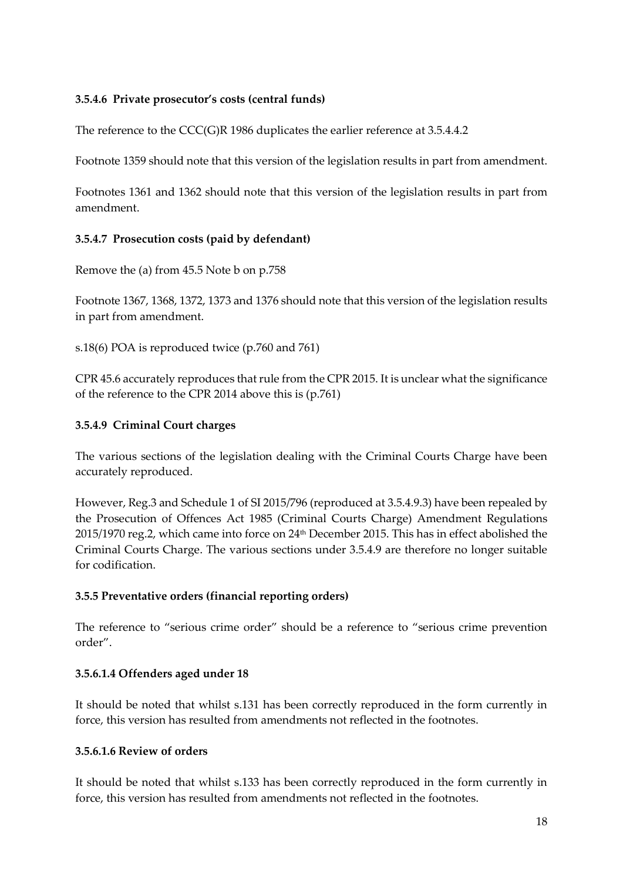### 3.5.4.6 Private prosecutor's costs (central funds)

The reference to the CCC(G)R 1986 duplicates the earlier reference at 3.5.4.4.2

Footnote 1359 should note that this version of the legislation results in part from amendment.

Footnotes 1361 and 1362 should note that this version of the legislation results in part from amendment.

### 3.5.4.7 Prosecution costs (paid by defendant)

Remove the (a) from 45.5 Note b on p.758

Footnote 1367, 1368, 1372, 1373 and 1376 should note that this version of the legislation results in part from amendment.

s.18(6) POA is reproduced twice (p.760 and 761)

CPR 45.6 accurately reproduces that rule from the CPR 2015. It is unclear what the significance of the reference to the CPR 2014 above this is (p.761)

### 3.5.4.9 Criminal Court charges

The various sections of the legislation dealing with the Criminal Courts Charge have been accurately reproduced.

However, Reg.3 and Schedule 1 of SI 2015/796 (reproduced at 3.5.4.9.3) have been repealed by the Prosecution of Offences Act 1985 (Criminal Courts Charge) Amendment Regulations 2015/1970 reg.2, which came into force on 24th December 2015. This has in effect abolished the Criminal Courts Charge. The various sections under 3.5.4.9 are therefore no longer suitable for codification.

### 3.5.5 Preventative orders (financial reporting orders)

The reference to "serious crime order" should be a reference to "serious crime prevention order".

### 3.5.6.1.4 Offenders aged under 18

It should be noted that whilst s.131 has been correctly reproduced in the form currently in force, this version has resulted from amendments not reflected in the footnotes.

### 3.5.6.1.6 Review of orders

It should be noted that whilst s.133 has been correctly reproduced in the form currently in force, this version has resulted from amendments not reflected in the footnotes.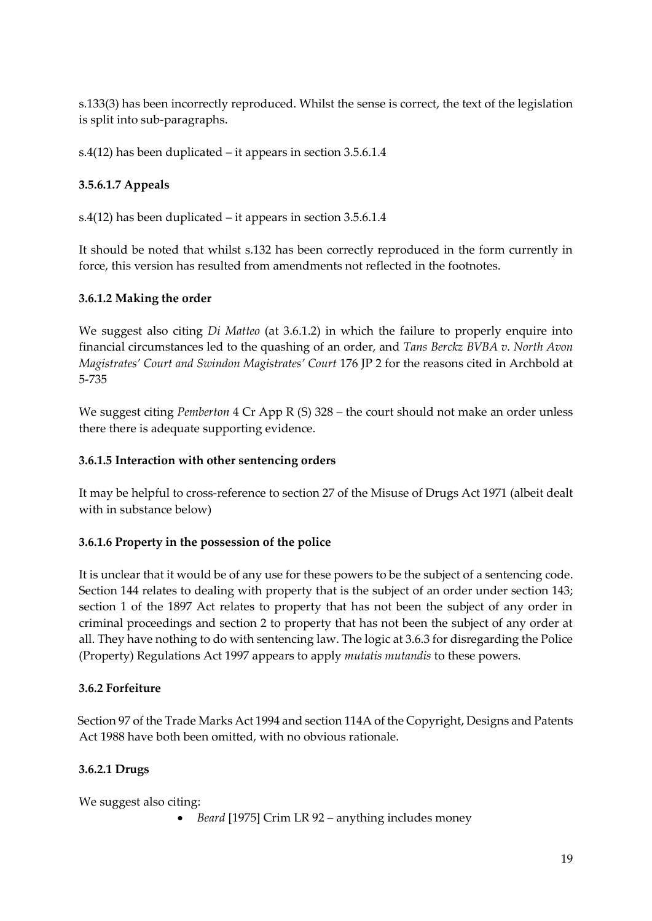s.133(3) has been incorrectly reproduced. Whilst the sense is correct, the text of the legislation is split into sub-paragraphs.

s.4(12) has been duplicated – it appears in section 3.5.6.1.4

### 3.5.6.1.7 Appeals

s.4(12) has been duplicated – it appears in section 3.5.6.1.4

It should be noted that whilst s.132 has been correctly reproduced in the form currently in force, this version has resulted from amendments not reflected in the footnotes.

### 3.6.1.2 Making the order

We suggest also citing *Di Matteo* (at 3.6.1.2) in which the failure to properly enquire into financial circumstances led to the quashing of an order, and *Tans Berckz BVBA v. North Avon Magistrates' Court and Swindon Magistrates' Court* 176 JP 2 for the reasons cited in Archbold at 5-735

We suggest citing *Pemberton* 4 Cr App R (S) 328 – the court should not make an order unless there there is adequate supporting evidence.

### 3.6.1.5 Interaction with other sentencing orders

It may be helpful to cross-reference to section 27 of the Misuse of Drugs Act 1971 (albeit dealt with in substance below)

### 3.6.1.6 Property in the possession of the police

It is unclear that it would be of any use for these powers to be the subject of a sentencing code. Section 144 relates to dealing with property that is the subject of an order under section 143; section 1 of the 1897 Act relates to property that has not been the subject of any order in criminal proceedings and section 2 to property that has not been the subject of any order at all. They have nothing to do with sentencing law. The logic at 3.6.3 for disregarding the Police (Property) Regulations Act 1997 appears to apply *mutatis mutandis* to these powers.

### 3.6.2 Forfeiture

Section 97 of the Trade Marks Act 1994 and section 114A of the Copyright, Designs and Patents Act 1988 have both been omitted, with no obvious rationale.

### 3.6.2.1 Drugs

We suggest also citing:

- *Beard* [1975] Crim LR 92 – anything includes money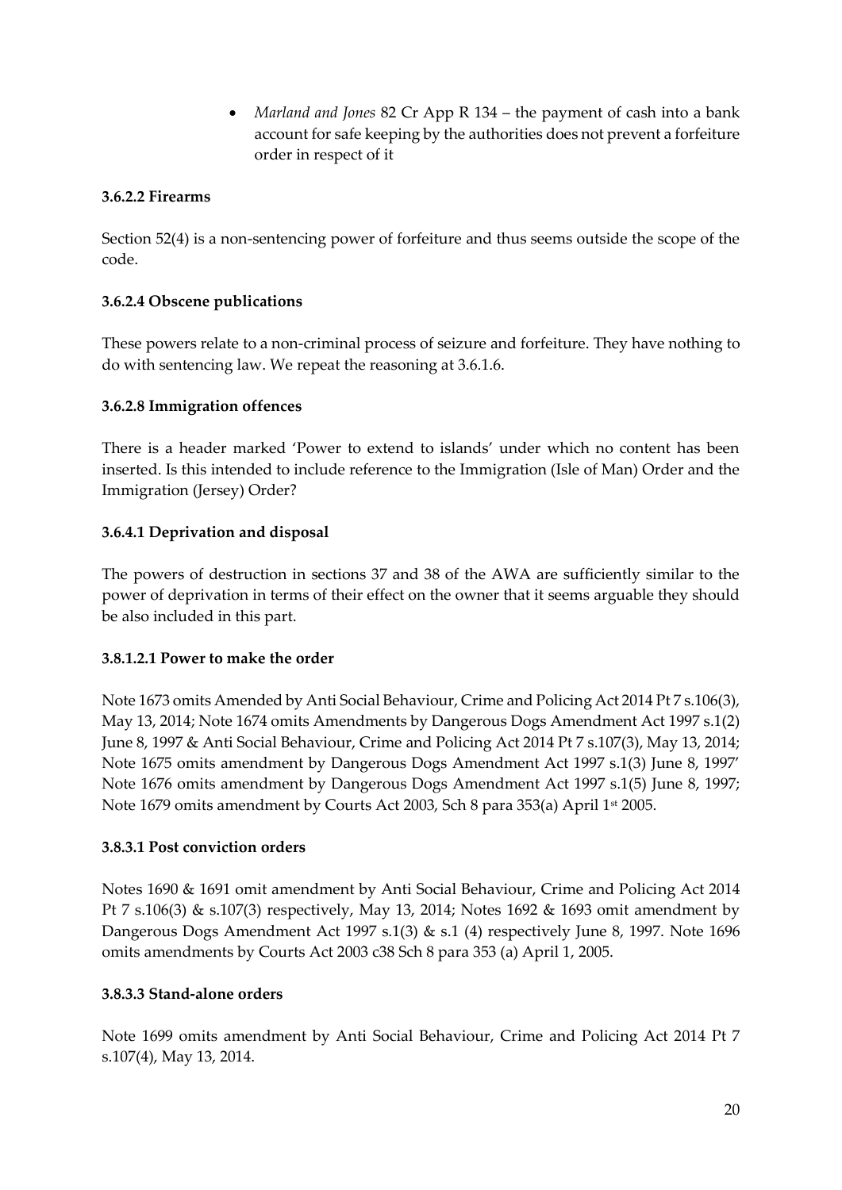- *Marland and Jones* 82 Cr App R 134 – the payment of cash into a bank account for safe keeping by the authorities does not prevent a forfeiture order in respect of it

**3.6.2.2 Firearms**

Section 52(4) is a non-sentencing power of forfeiture and thus seems outside the scope of the code.

**3.6.2.4 Obscene publications**

These powers relate to a non-criminal process of seizure and forfeiture. They have nothing to do with sentencing law. We repeat the reasoning at 3.6.1.6.

**3.6.2.8 Immigration offences**

There is a header marked 'Power to extend to islands' under which no content has been inserted. Is this intended to include reference to the Immigration (Isle of Man) Order and the Immigration (Jersey) Order?

**3.6.4.1 Deprivation and disposal**

The powers of destruction in sections 37 and 38 of the AWA are sufficiently similar to the power of deprivation in terms of their effect on the owner that it seems arguable they should be also included in this part.

**3.8.1.2.1 Power to make the order**

Note 1673 omits Amended by Anti Social Behaviour, Crime and Policing Act 2014 Pt 7 s.106(3), May 13, 2014; Note 1674 omits Amendments by Dangerous Dogs Amendment Act 1997 s.1(2) June 8, 1997 & Anti Social Behaviour, Crime and Policing Act 2014 Pt 7 s.107(3), May 13, 2014; Note 1675 omits amendment by Dangerous Dogs Amendment Act 1997 s.1(3) June 8, 1997' Note 1676 omits amendment by Dangerous Dogs Amendment Act 1997 s.1(5) June 8, 1997; Note 1679 omits amendment by Courts Act 2003, Sch 8 para 353(a) April 1st 2005.

**3.8.3.1 Post conviction orders**

Notes 1690 & 1691 omit amendment by Anti Social Behaviour, Crime and Policing Act 2014 Pt 7 s.106(3) & s.107(3) respectively, May 13, 2014; Notes 1692 & 1693 omit amendment by Dangerous Dogs Amendment Act 1997 s.1(3) & s.1 (4) respectively June 8, 1997. Note 1696 omits amendments by Courts Act 2003 c38 Sch 8 para 353 (a) April 1, 2005.

**3.8.3.3 Stand-alone orders**

Note 1699 omits amendment by Anti Social Behaviour, Crime and Policing Act 2014 Pt 7 s.107(4), May 13, 2014.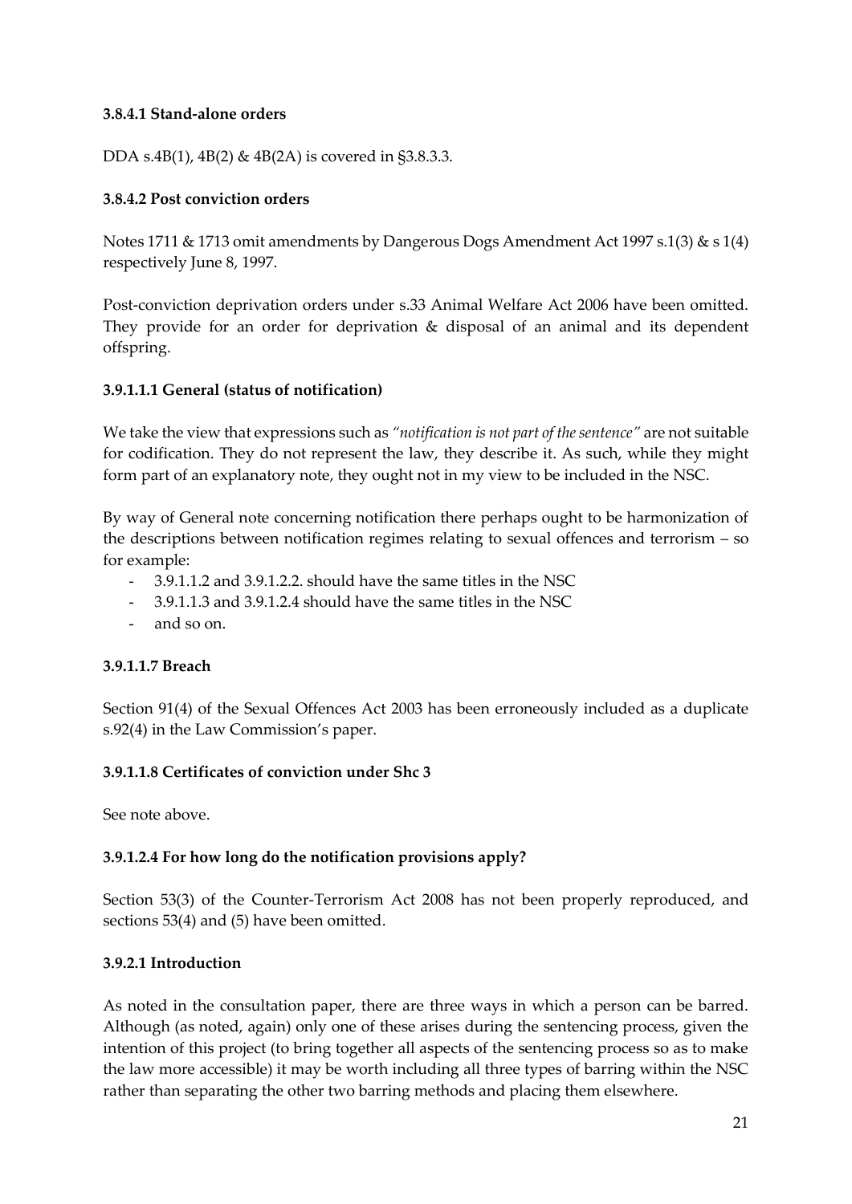### 3.8.4.1 Stand-alone orders

DDA s.4B(1), 4B(2) & 4B(2A) is covered in §3.8.3.3.

### 3.8.4.2 Post conviction orders

Notes 1711 & 1713 omit amendments by Dangerous Dogs Amendment Act 1997 s.1(3) & s 1(4) respectively June 8, 1997.

Post-conviction deprivation orders under s.33 Animal Welfare Act 2006 have been omitted. They provide for an order for deprivation & disposal of an animal and its dependent offspring.

### 3.9.1.1.1 General (status of notification)

We take the view that expressions such as *"notification is not part of the sentence"* are not suitable for codification. They do not represent the law, they describe it. As such, while they might form part of an explanatory note, they ought not in my view to be included in the NSC.

By way of General note concerning notification there perhaps ought to be harmonization of the descriptions between notification regimes relating to sexual offences and terrorism – so for example:

- 3.9.1.1.2 and 3.9.1.2.2. should have the same titles in the NSC
- 3.9.1.1.3 and 3.9.1.2.4 should have the same titles in the NSC
- and so on.

### 3.9.1.1.7 Breach

Section 91(4) of the Sexual Offences Act 2003 has been erroneously included as a duplicate s.92(4) in the Law Commission's paper.

### 3.9.1.1.8 Certificates of conviction under Shc 3

See note above.

### 3.9.1.2.4 For how long do the notification provisions apply?

Section 53(3) of the Counter-Terrorism Act 2008 has not been properly reproduced, and sections 53(4) and (5) have been omitted.

### 3.9.2.1 Introduction

As noted in the consultation paper, there are three ways in which a person can be barred. Although (as noted, again) only one of these arises during the sentencing process, given the intention of this project (to bring together all aspects of the sentencing process so as to make the law more accessible) it may be worth including all three types of barring within the NSC rather than separating the other two barring methods and placing them elsewhere.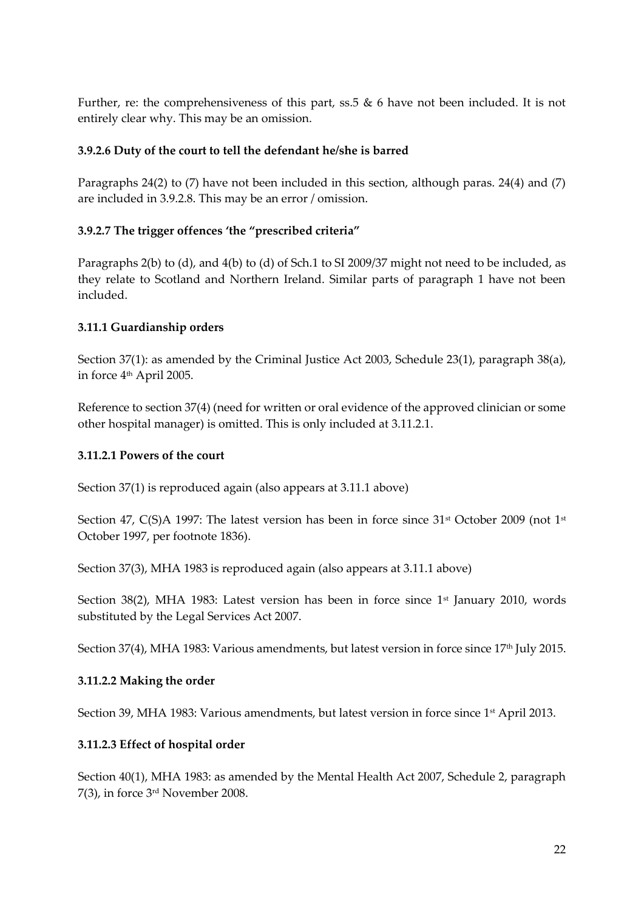Further, re: the comprehensiveness of this part, ss.5 & 6 have not been included. It is not entirely clear why. This may be an omission.

### 3.9.2.6 Duty of the court to tell the defendant he/she is barred

Paragraphs 24(2) to (7) have not been included in this section, although paras. 24(4) and (7) are included in 3.9.2.8. This may be an error / omission.

### 3.9.2.7 The trigger offences 'the "prescribed criteria"

Paragraphs 2(b) to (d), and 4(b) to (d) of Sch.1 to SI 2009/37 might not need to be included, as they relate to Scotland and Northern Ireland. Similar parts of paragraph 1 have not been included.

### 3.11.1 Guardianship orders

Section 37(1): as amended by the Criminal Justice Act 2003, Schedule 23(1), paragraph 38(a), in force 4th April 2005.

Reference to section 37(4) (need for written or oral evidence of the approved clinician or some other hospital manager) is omitted. This is only included at 3.11.2.1.

### 3.11.2.1 Powers of the court

Section 37(1) is reproduced again (also appears at 3.11.1 above)

Section 47, C(S)A 1997: The latest version has been in force since 31st October 2009 (not 1st October 1997, per footnote 1836).

Section 37(3), MHA 1983 is reproduced again (also appears at 3.11.1 above)

Section 38(2), MHA 1983: Latest version has been in force since 1st January 2010, words substituted by the Legal Services Act 2007.

Section 37(4), MHA 1983: Various amendments, but latest version in force since 17th July 2015.

### 3.11.2.2 Making the order

Section 39, MHA 1983: Various amendments, but latest version in force since 1st April 2013.

### 3.11.2.3 Effect of hospital order

Section 40(1), MHA 1983: as amended by the Mental Health Act 2007, Schedule 2, paragraph 7(3), in force 3rd November 2008.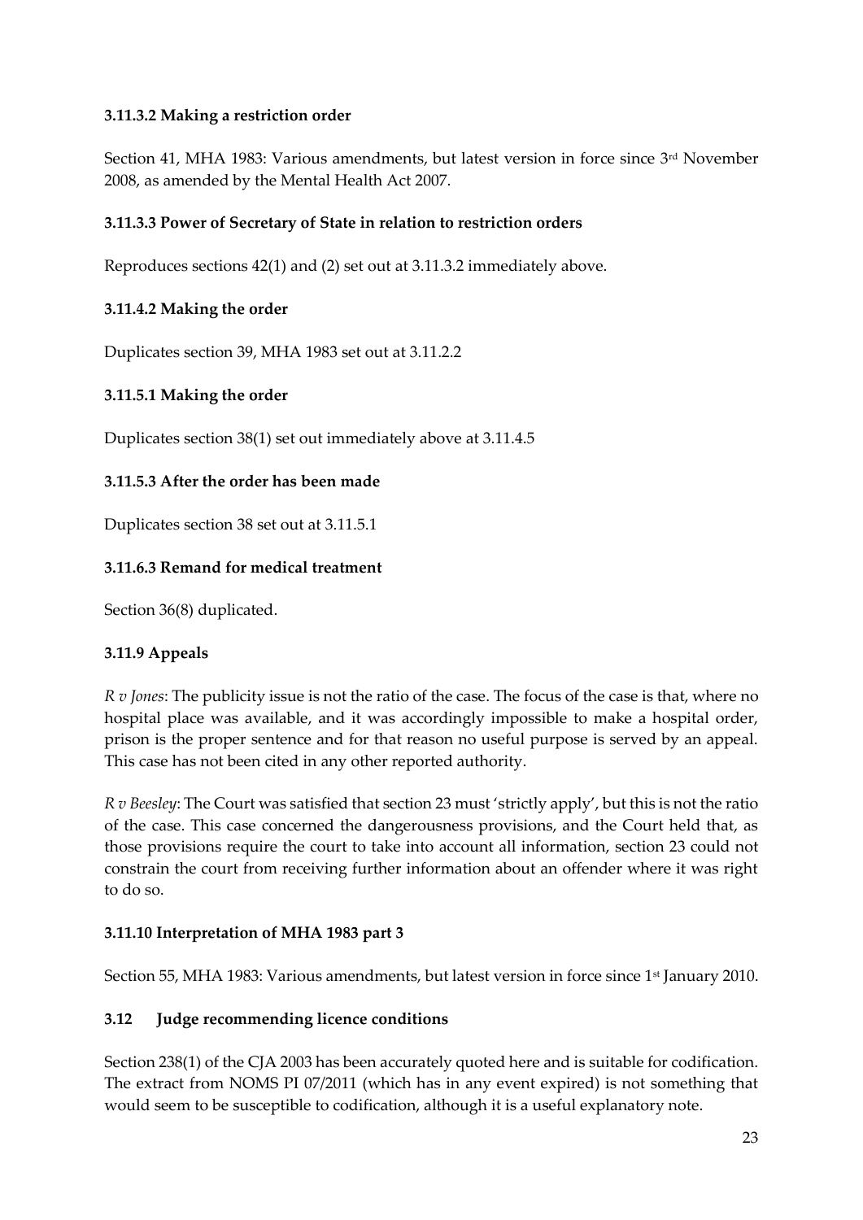### 3.11.3.2 Making a restriction order

Section 41, MHA 1983: Various amendments, but latest version in force since 3rd November 2008, as amended by the Mental Health Act 2007.

### 3.11.3.3 Power of Secretary of State in relation to restriction orders

Reproduces sections 42(1) and (2) set out at 3.11.3.2 immediately above.

### 3.11.4.2 Making the order

Duplicates section 39, MHA 1983 set out at 3.11.2.2

### 3.11.5.1 Making the order

Duplicates section 38(1) set out immediately above at 3.11.4.5

### 3.11.5.3 After the order has been made

Duplicates section 38 set out at 3.11.5.1

### 3.11.6.3 Remand for medical treatment

Section 36(8) duplicated.

### 3.11.9 Appeals

*R v Jones*: The publicity issue is not the ratio of the case. The focus of the case is that, where no hospital place was available, and it was accordingly impossible to make a hospital order, prison is the proper sentence and for that reason no useful purpose is served by an appeal. This case has not been cited in any other reported authority.

*R v Beesley*: The Court was satisfied that section 23 must 'strictly apply', but this is not the ratio of the case. This case concerned the dangerousness provisions, and the Court held that, as those provisions require the court to take into account all information, section 23 could not constrain the court from receiving further information about an offender where it was right to do so.

### 3.11.10 Interpretation of MHA 1983 part 3

Section 55, MHA 1983: Various amendments, but latest version in force since 1st January 2010.

### 3.12 Judge recommending licence conditions

Section 238(1) of the CJA 2003 has been accurately quoted here and is suitable for codification. The extract from NOMS PI 07/2011 (which has in any event expired) is not something that would seem to be susceptible to codification, although it is a useful explanatory note.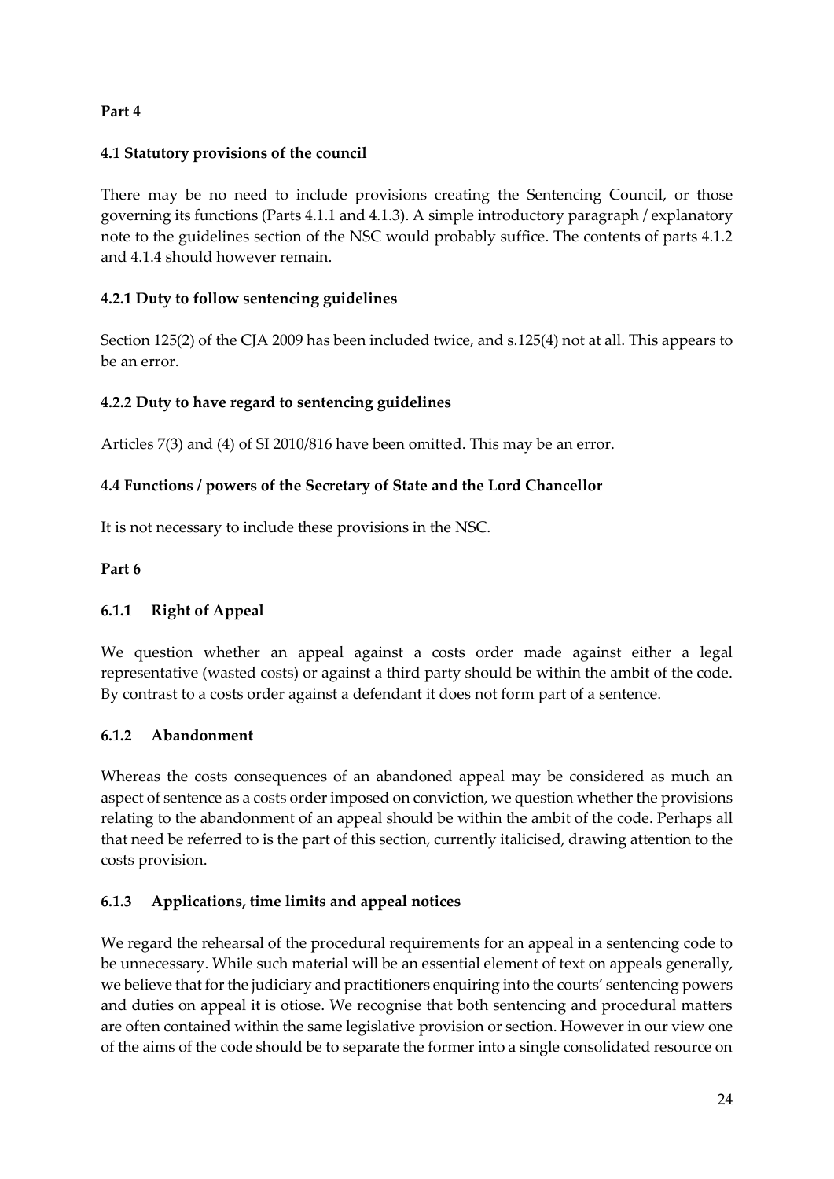**Part 4**

**4.1 Statutory provisions of the council**

There may be no need to include provisions creating the Sentencing Council, or those governing its functions (Parts 4.1.1 and 4.1.3). A simple introductory paragraph / explanatory note to the guidelines section of the NSC would probably suffice. The contents of parts 4.1.2 and 4.1.4 should however remain.

**4.2.1 Duty to follow sentencing guidelines**

Section 125(2) of the CJA 2009 has been included twice, and s.125(4) not at all. This appears to be an error.

**4.2.2 Duty to have regard to sentencing guidelines**

Articles 7(3) and (4) of SI 2010/816 have been omitted. This may be an error.

**4.4 Functions / powers of the Secretary of State and the Lord Chancellor**

It is not necessary to include these provisions in the NSC.

**Part 6**

**6.1.1 Right of Appeal**

We question whether an appeal against a costs order made against either a legal representative (wasted costs) or against a third party should be within the ambit of the code. By contrast to a costs order against a defendant it does not form part of a sentence.

**6.1.2 Abandonment**

Whereas the costs consequences of an abandoned appeal may be considered as much an aspect of sentence as a costs order imposed on conviction, we question whether the provisions relating to the abandonment of an appeal should be within the ambit of the code. Perhaps all that need be referred to is the part of this section, currently italicised, drawing attention to the costs provision.

**6.1.3 Applications, time limits and appeal notices**

We regard the rehearsal of the procedural requirements for an appeal in a sentencing code to be unnecessary. While such material will be an essential element of text on appeals generally, we believe that for the judiciary and practitioners enquiring into the courts' sentencing powers and duties on appeal it is otiose. We recognise that both sentencing and procedural matters are often contained within the same legislative provision or section. However in our view one of the aims of the code should be to separate the former into a single consolidated resource on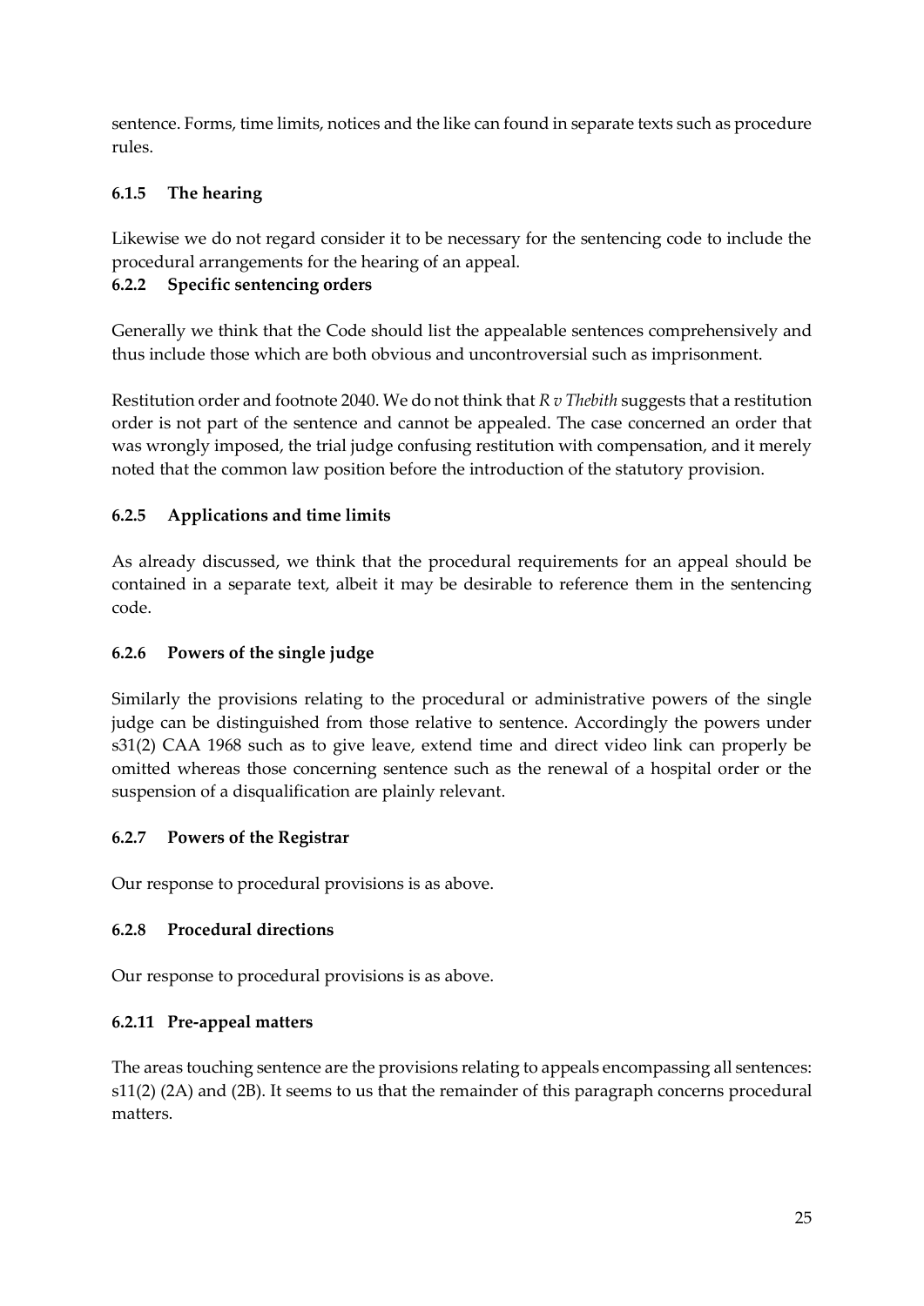sentence. Forms, time limits, notices and the like can found in separate texts such as procedure rules.

### 6.1.5 The hearing

Likewise we do not regard consider it to be necessary for the sentencing code to include the procedural arrangements for the hearing of an appeal.

### 6.2.2 Specific sentencing orders

Generally we think that the Code should list the appealable sentences comprehensively and thus include those which are both obvious and uncontroversial such as imprisonment.

Restitution order and footnote 2040. We do not think that *R v Thebith* suggests that a restitution order is not part of the sentence and cannot be appealed. The case concerned an order that was wrongly imposed, the trial judge confusing restitution with compensation, and it merely noted that the common law position before the introduction of the statutory provision.

### 6.2.5 Applications and time limits

As already discussed, we think that the procedural requirements for an appeal should be contained in a separate text, albeit it may be desirable to reference them in the sentencing code.

### 6.2.6 Powers of the single judge

Similarly the provisions relating to the procedural or administrative powers of the single judge can be distinguished from those relative to sentence. Accordingly the powers under s31(2) CAA 1968 such as to give leave, extend time and direct video link can properly be omitted whereas those concerning sentence such as the renewal of a hospital order or the suspension of a disqualification are plainly relevant.

### 6.2.7 Powers of the Registrar

Our response to procedural provisions is as above.

### 6.2.8 Procedural directions

Our response to procedural provisions is as above.

### 6.2.11 Pre-appeal matters

The areas touching sentence are the provisions relating to appeals encompassing all sentences: s11(2) (2A) and (2B). It seems to us that the remainder of this paragraph concerns procedural matters.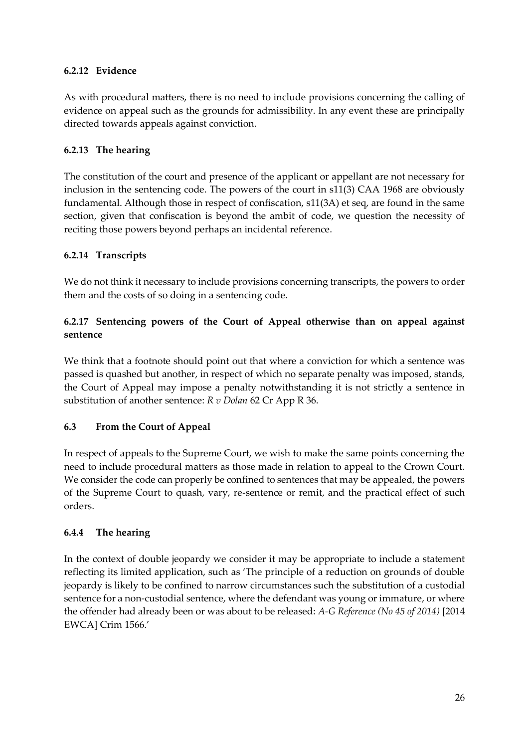### 6.2.12 Evidence

As with procedural matters, there is no need to include provisions concerning the calling of evidence on appeal such as the grounds for admissibility. In any event these are principally directed towards appeals against conviction.

### 6.2.13 The hearing

The constitution of the court and presence of the applicant or appellant are not necessary for inclusion in the sentencing code. The powers of the court in s11(3) CAA 1968 are obviously fundamental. Although those in respect of confiscation, s11(3A) et seq, are found in the same section, given that confiscation is beyond the ambit of code, we question the necessity of reciting those powers beyond perhaps an incidental reference.

### 6.2.14 Transcripts

We do not think it necessary to include provisions concerning transcripts, the powers to order them and the costs of so doing in a sentencing code.

### 6.2.17 Sentencing powers of the Court of Appeal otherwise than on appeal against sentence

We think that a footnote should point out that where a conviction for which a sentence was passed is quashed but another, in respect of which no separate penalty was imposed, stands, the Court of Appeal may impose a penalty notwithstanding it is not strictly a sentence in substitution of another sentence: *R v Dolan* 62 Cr App R 36.

## 6.3 From the Court of Appeal

In respect of appeals to the Supreme Court, we wish to make the same points concerning the need to include procedural matters as those made in relation to appeal to the Crown Court. We consider the code can properly be confined to sentences that may be appealed, the powers of the Supreme Court to quash, vary, re-sentence or remit, and the practical effect of such orders.

### 6.4.4 The hearing

In the context of double jeopardy we consider it may be appropriate to include a statement reflecting its limited application, such as 'The principle of a reduction on grounds of double jeopardy is likely to be confined to narrow circumstances such the substitution of a custodial sentence for a non-custodial sentence, where the defendant was young or immature, or where the offender had already been or was about to be released: *A-G Reference (No 45 of 2014)* [2014 EWCA] Crim 1566.'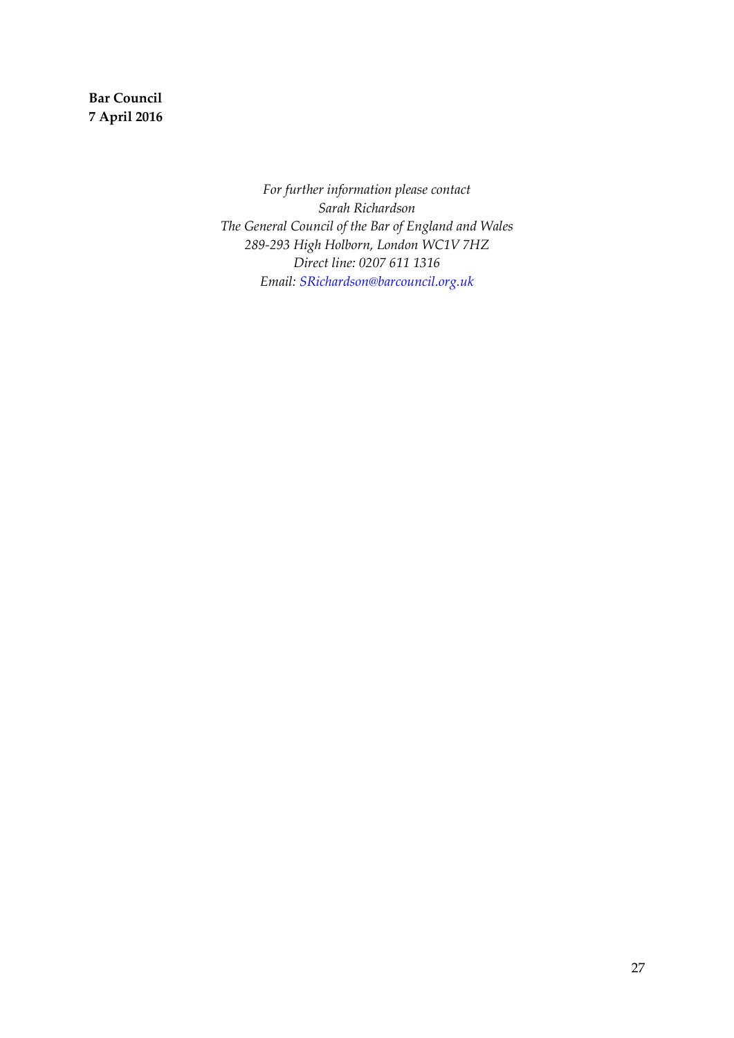**Bar Council**
**7 April 2016**

*For further information please contact*
*Sarah Richardson*
*The General Council of the Bar of England and Wales*
*289-293 High Holborn, London WC1V 7HZ*
*Direct line: 0207 611 1316*
*Email: SRichardson@barcouncil.org.uk*